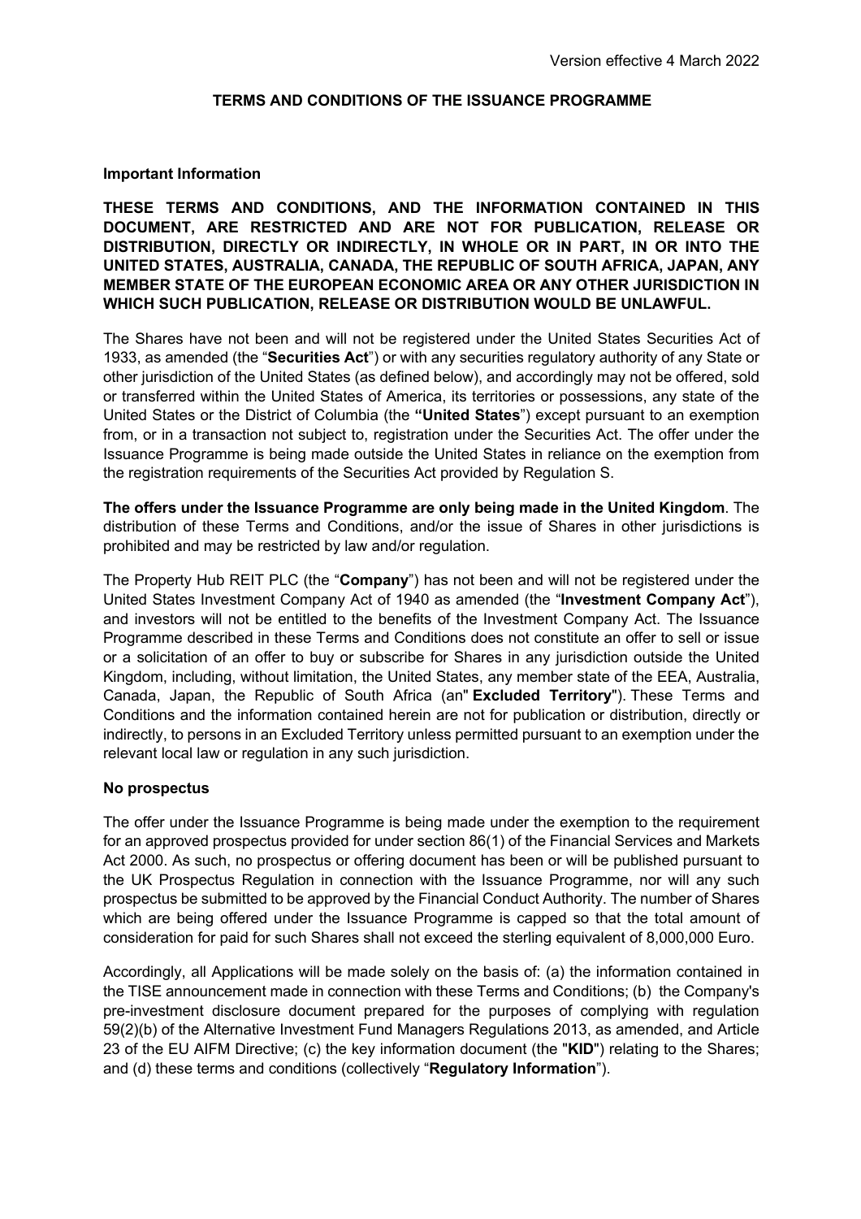Version effective 4 March 2022

# TERMS AND CONDITIONS OF THE ISSUANCE PROGRAMME

**Important Information**

**THESE TERMS AND CONDITIONS, AND THE INFORMATION CONTAINED IN THIS DOCUMENT, ARE RESTRICTED AND ARE NOT FOR PUBLICATION, RELEASE OR DISTRIBUTION, DIRECTLY OR INDIRECTLY, IN WHOLE OR IN PART, IN OR INTO THE UNITED STATES, AUSTRALIA, CANADA, THE REPUBLIC OF SOUTH AFRICA, JAPAN, ANY MEMBER STATE OF THE EUROPEAN ECONOMIC AREA OR ANY OTHER JURISDICTION IN WHICH SUCH PUBLICATION, RELEASE OR DISTRIBUTION WOULD BE UNLAWFUL.**

The Shares have not been and will not be registered under the United States Securities Act of 1933, as amended (the "**Securities Act**") or with any securities regulatory authority of any State or other jurisdiction of the United States (as defined below), and accordingly may not be offered, sold or transferred within the United States of America, its territories or possessions, any state of the United States or the District of Columbia (the **"United States"**) except pursuant to an exemption from, or in a transaction not subject to, registration under the Securities Act. The offer under the Issuance Programme is being made outside the United States in reliance on the exemption from the registration requirements of the Securities Act provided by Regulation S.

**The offers under the Issuance Programme are only being made in the United Kingdom**. The distribution of these Terms and Conditions, and/or the issue of Shares in other jurisdictions is prohibited and may be restricted by law and/or regulation.

The Property Hub REIT PLC (the "**Company**") has not been and will not be registered under the United States Investment Company Act of 1940 as amended (the "**Investment Company Act**"), and investors will not be entitled to the benefits of the Investment Company Act. The Issuance Programme described in these Terms and Conditions does not constitute an offer to sell or issue or a solicitation of an offer to buy or subscribe for Shares in any jurisdiction outside the United Kingdom, including, without limitation, the United States, any member state of the EEA, Australia, Canada, Japan, the Republic of South Africa (an" **Excluded Territory**"). These Terms and Conditions and the information contained herein are not for publication or distribution, directly or indirectly, to persons in an Excluded Territory unless permitted pursuant to an exemption under the relevant local law or regulation in any such jurisdiction.

**No prospectus**

The offer under the Issuance Programme is being made under the exemption to the requirement for an approved prospectus provided for under section 86(1) of the Financial Services and Markets Act 2000. As such, no prospectus or offering document has been or will be published pursuant to the UK Prospectus Regulation in connection with the Issuance Programme, nor will any such prospectus be submitted to be approved by the Financial Conduct Authority. The number of Shares which are being offered under the Issuance Programme is capped so that the total amount of consideration for paid for such Shares shall not exceed the sterling equivalent of 8,000,000 Euro.

Accordingly, all Applications will be made solely on the basis of: (a) the information contained in the TISE announcement made in connection with these Terms and Conditions; (b) the Company's pre-investment disclosure document prepared for the purposes of complying with regulation 59(2)(b) of the Alternative Investment Fund Managers Regulations 2013, as amended, and Article 23 of the EU AIFM Directive; (c) the key information document (the "**KID**") relating to the Shares; and (d) these terms and conditions (collectively "**Regulatory Information**").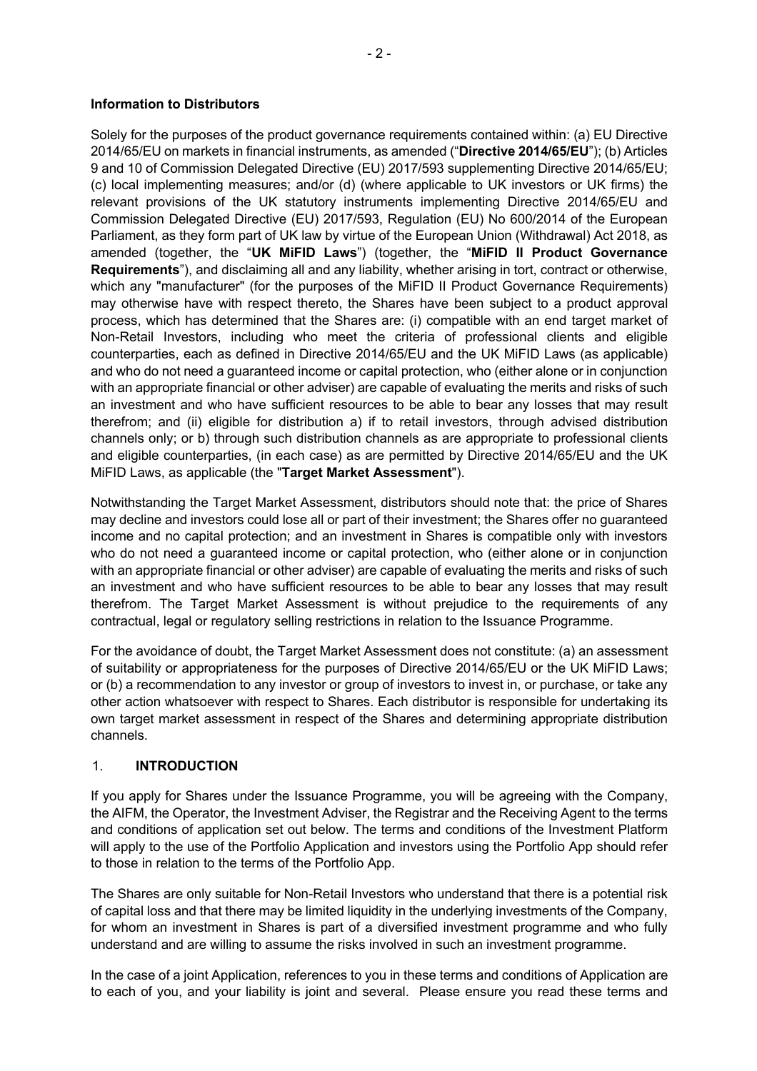**Information to Distributors**

Solely for the purposes of the product governance requirements contained within: (a) EU Directive 2014/65/EU on markets in financial instruments, as amended ("**Directive 2014/65/EU**"); (b) Articles 9 and 10 of Commission Delegated Directive (EU) 2017/593 supplementing Directive 2014/65/EU; (c) local implementing measures; and/or (d) (where applicable to UK investors or UK firms) the relevant provisions of the UK statutory instruments implementing Directive 2014/65/EU and Commission Delegated Directive (EU) 2017/593, Regulation (EU) No 600/2014 of the European Parliament, as they form part of UK law by virtue of the European Union (Withdrawal) Act 2018, as amended (together, the "**UK MiFID Laws**") (together, the "**MiFID II Product Governance Requirements**"), and disclaiming all and any liability, whether arising in tort, contract or otherwise, which any "manufacturer" (for the purposes of the MiFID II Product Governance Requirements) may otherwise have with respect thereto, the Shares have been subject to a product approval process, which has determined that the Shares are: (i) compatible with an end target market of Non-Retail Investors, including who meet the criteria of professional clients and eligible counterparties, each as defined in Directive 2014/65/EU and the UK MiFID Laws (as applicable) and who do not need a guaranteed income or capital protection, who (either alone or in conjunction with an appropriate financial or other adviser) are capable of evaluating the merits and risks of such an investment and who have sufficient resources to be able to bear any losses that may result therefrom; and (ii) eligible for distribution a) if to retail investors, through advised distribution channels only; or b) through such distribution channels as are appropriate to professional clients and eligible counterparties, (in each case) as are permitted by Directive 2014/65/EU and the UK MiFID Laws, as applicable (the "**Target Market Assessment**").

Notwithstanding the Target Market Assessment, distributors should note that: the price of Shares may decline and investors could lose all or part of their investment; the Shares offer no guaranteed income and no capital protection; and an investment in Shares is compatible only with investors who do not need a guaranteed income or capital protection, who (either alone or in conjunction with an appropriate financial or other adviser) are capable of evaluating the merits and risks of such an investment and who have sufficient resources to be able to bear any losses that may result therefrom. The Target Market Assessment is without prejudice to the requirements of any contractual, legal or regulatory selling restrictions in relation to the Issuance Programme.

For the avoidance of doubt, the Target Market Assessment does not constitute: (a) an assessment of suitability or appropriateness for the purposes of Directive 2014/65/EU or the UK MiFID Laws; or (b) a recommendation to any investor or group of investors to invest in, or purchase, or take any other action whatsoever with respect to Shares. Each distributor is responsible for undertaking its own target market assessment in respect of the Shares and determining appropriate distribution channels.

## 1. INTRODUCTION

If you apply for Shares under the Issuance Programme, you will be agreeing with the Company, the AIFM, the Operator, the Investment Adviser, the Registrar and the Receiving Agent to the terms and conditions of application set out below. The terms and conditions of the Investment Platform will apply to the use of the Portfolio Application and investors using the Portfolio App should refer to those in relation to the terms of the Portfolio App.

The Shares are only suitable for Non-Retail Investors who understand that there is a potential risk of capital loss and that there may be limited liquidity in the underlying investments of the Company, for whom an investment in Shares is part of a diversified investment programme and who fully understand and are willing to assume the risks involved in such an investment programme.

In the case of a joint Application, references to you in these terms and conditions of Application are to each of you, and your liability is joint and several. Please ensure you read these terms and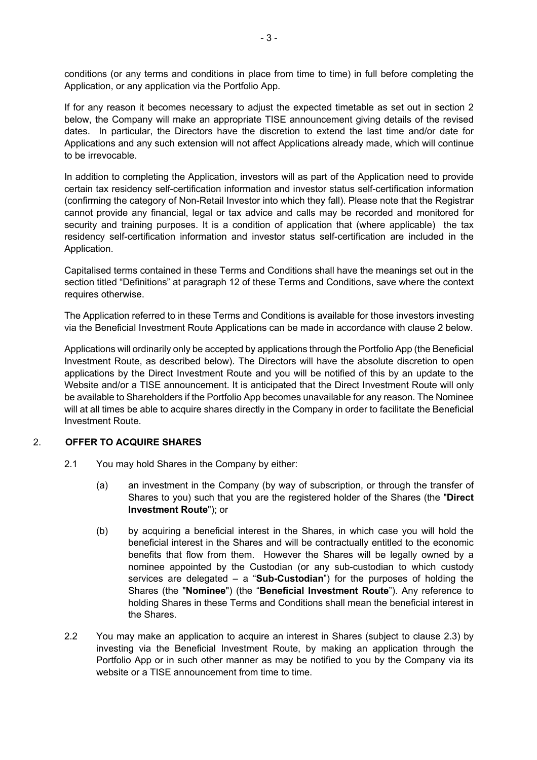conditions (or any terms and conditions in place from time to time) in full before completing the Application, or any application via the Portfolio App.

If for any reason it becomes necessary to adjust the expected timetable as set out in section 2 below, the Company will make an appropriate TISE announcement giving details of the revised dates. In particular, the Directors have the discretion to extend the last time and/or date for Applications and any such extension will not affect Applications already made, which will continue to be irrevocable.

In addition to completing the Application, investors will as part of the Application need to provide certain tax residency self-certification information and investor status self-certification information (confirming the category of Non-Retail Investor into which they fall). Please note that the Registrar cannot provide any financial, legal or tax advice and calls may be recorded and monitored for security and training purposes. It is a condition of application that (where applicable) the tax residency self-certification information and investor status self-certification are included in the Application.

Capitalised terms contained in these Terms and Conditions shall have the meanings set out in the section titled "Definitions" at paragraph 12 of these Terms and Conditions, save where the context requires otherwise.

The Application referred to in these Terms and Conditions is available for those investors investing via the Beneficial Investment Route Applications can be made in accordance with clause 2 below.

Applications will ordinarily only be accepted by applications through the Portfolio App (the Beneficial Investment Route, as described below). The Directors will have the absolute discretion to open applications by the Direct Investment Route and you will be notified of this by an update to the Website and/or a TISE announcement. It is anticipated that the Direct Investment Route will only be available to Shareholders if the Portfolio App becomes unavailable for any reason. The Nominee will at all times be able to acquire shares directly in the Company in order to facilitate the Beneficial Investment Route.

## 2. OFFER TO ACQUIRE SHARES

2.1 You may hold Shares in the Company by either:

(a) an investment in the Company (by way of subscription, or through the transfer of Shares to you) such that you are the registered holder of the Shares (the "**Direct Investment Route**"); or

(b) by acquiring a beneficial interest in the Shares, in which case you will hold the beneficial interest in the Shares and will be contractually entitled to the economic benefits that flow from them. However the Shares will be legally owned by a nominee appointed by the Custodian (or any sub-custodian to which custody services are delegated – a "**Sub-Custodian**") for the purposes of holding the Shares (the "**Nominee**") (the "**Beneficial Investment Route**"). Any reference to holding Shares in these Terms and Conditions shall mean the beneficial interest in the Shares.

2.2 You may make an application to acquire an interest in Shares (subject to clause 2.3) by investing via the Beneficial Investment Route, by making an application through the Portfolio App or in such other manner as may be notified to you by the Company via its website or a TISE announcement from time to time.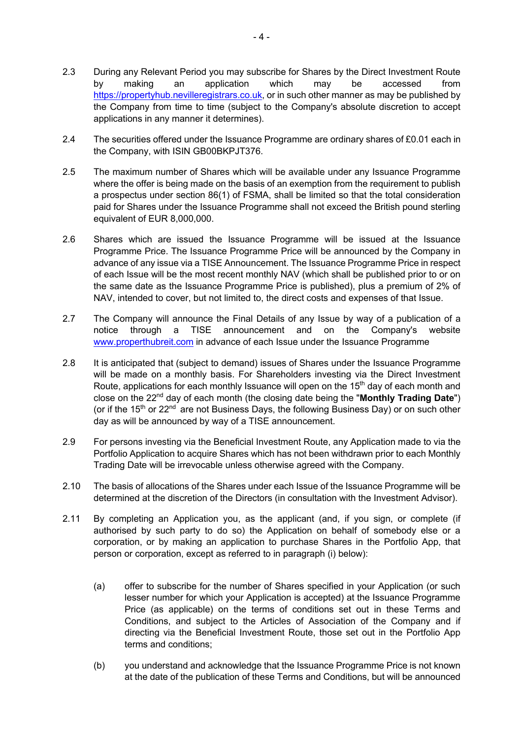2.3 During any Relevant Period you may subscribe for Shares by the Direct Investment Route by making an application which may be accessed from https://propertyhub.nevilleregistrars.co.uk, or in such other manner as may be published by the Company from time to time (subject to the Company's absolute discretion to accept applications in any manner it determines).

2.4 The securities offered under the Issuance Programme are ordinary shares of £0.01 each in the Company, with ISIN GB00BKPJT376.

2.5 The maximum number of Shares which will be available under any Issuance Programme where the offer is being made on the basis of an exemption from the requirement to publish a prospectus under section 86(1) of FSMA, shall be limited so that the total consideration paid for Shares under the Issuance Programme shall not exceed the British pound sterling equivalent of EUR 8,000,000.

2.6 Shares which are issued the Issuance Programme will be issued at the Issuance Programme Price. The Issuance Programme Price will be announced by the Company in advance of any issue via a TISE Announcement. The Issuance Programme Price in respect of each Issue will be the most recent monthly NAV (which shall be published prior to or on the same date as the Issuance Programme Price is published), plus a premium of 2% of NAV, intended to cover, but not limited to, the direct costs and expenses of that Issue.

2.7 The Company will announce the Final Details of any Issue by way of a publication of a notice through a TISE announcement and on the Company's website www.properthubreit.com in advance of each Issue under the Issuance Programme

2.8 It is anticipated that (subject to demand) issues of Shares under the Issuance Programme will be made on a monthly basis. For Shareholders investing via the Direct Investment Route, applications for each monthly Issuance will open on the 15th day of each month and close on the 22nd day of each month (the closing date being the "**Monthly Trading Date**") (or if the 15th or 22nd are not Business Days, the following Business Day) or on such other day as will be announced by way of a TISE announcement.

2.9 For persons investing via the Beneficial Investment Route, any Application made to via the Portfolio Application to acquire Shares which has not been withdrawn prior to each Monthly Trading Date will be irrevocable unless otherwise agreed with the Company.

2.10 The basis of allocations of the Shares under each Issue of the Issuance Programme will be determined at the discretion of the Directors (in consultation with the Investment Advisor).

2.11 By completing an Application you, as the applicant (and, if you sign, or complete (if authorised by such party to do so) the Application on behalf of somebody else or a corporation, or by making an application to purchase Shares in the Portfolio App, that person or corporation, except as referred to in paragraph (i) below):

(a) offer to subscribe for the number of Shares specified in your Application (or such lesser number for which your Application is accepted) at the Issuance Programme Price (as applicable) on the terms of conditions set out in these Terms and Conditions, and subject to the Articles of Association of the Company and if directing via the Beneficial Investment Route, those set out in the Portfolio App terms and conditions;

(b) you understand and acknowledge that the Issuance Programme Price is not known at the date of the publication of these Terms and Conditions, but will be announced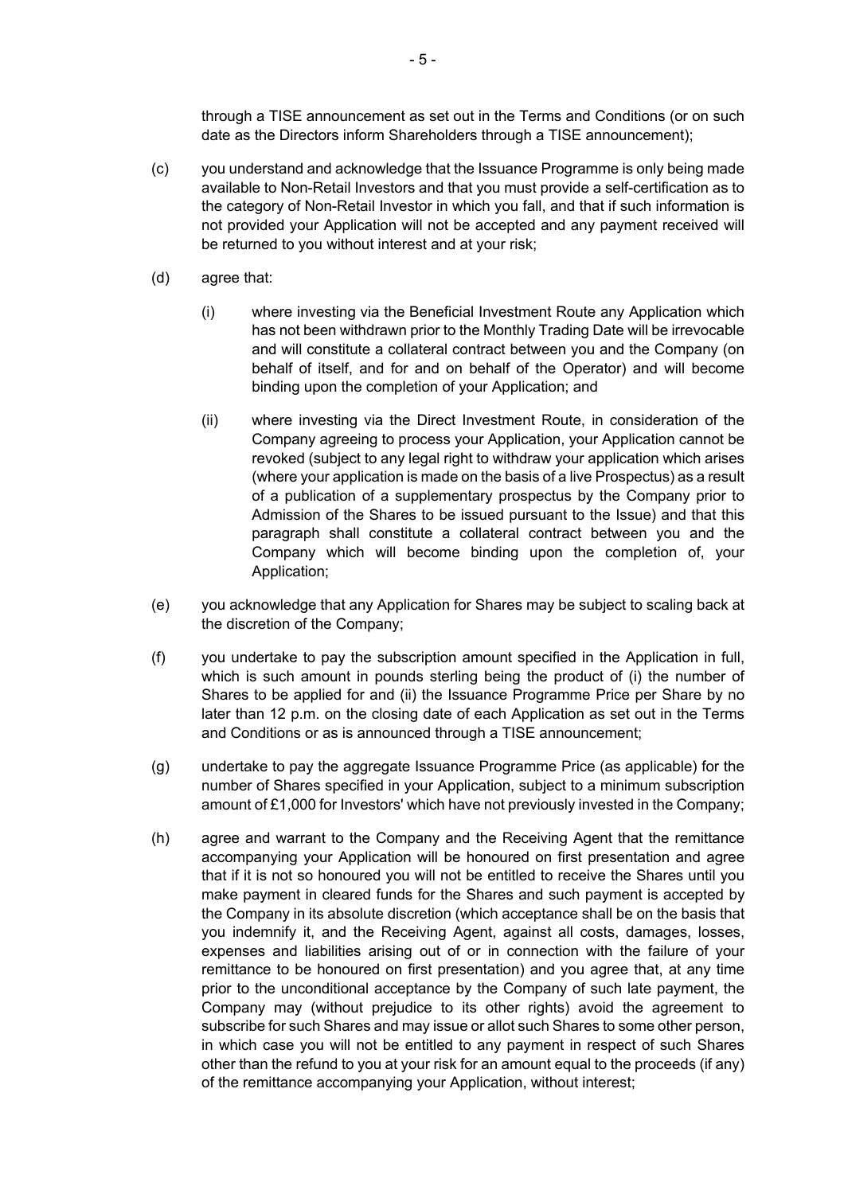through a TISE announcement as set out in the Terms and Conditions (or on such date as the Directors inform Shareholders through a TISE announcement);

(c) you understand and acknowledge that the Issuance Programme is only being made available to Non-Retail Investors and that you must provide a self-certification as to the category of Non-Retail Investor in which you fall, and that if such information is not provided your Application will not be accepted and any payment received will be returned to you without interest and at your risk;

(d) agree that:

(i) where investing via the Beneficial Investment Route any Application which has not been withdrawn prior to the Monthly Trading Date will be irrevocable and will constitute a collateral contract between you and the Company (on behalf of itself, and for and on behalf of the Operator) and will become binding upon the completion of your Application; and

(ii) where investing via the Direct Investment Route, in consideration of the Company agreeing to process your Application, your Application cannot be revoked (subject to any legal right to withdraw your application which arises (where your application is made on the basis of a live Prospectus) as a result of a publication of a supplementary prospectus by the Company prior to Admission of the Shares to be issued pursuant to the Issue) and that this paragraph shall constitute a collateral contract between you and the Company which will become binding upon the completion of, your Application;

(e) you acknowledge that any Application for Shares may be subject to scaling back at the discretion of the Company;

(f) you undertake to pay the subscription amount specified in the Application in full, which is such amount in pounds sterling being the product of (i) the number of Shares to be applied for and (ii) the Issuance Programme Price per Share by no later than 12 p.m. on the closing date of each Application as set out in the Terms and Conditions or as is announced through a TISE announcement;

(g) undertake to pay the aggregate Issuance Programme Price (as applicable) for the number of Shares specified in your Application, subject to a minimum subscription amount of £1,000 for Investors' which have not previously invested in the Company;

(h) agree and warrant to the Company and the Receiving Agent that the remittance accompanying your Application will be honoured on first presentation and agree that if it is not so honoured you will not be entitled to receive the Shares until you make payment in cleared funds for the Shares and such payment is accepted by the Company in its absolute discretion (which acceptance shall be on the basis that you indemnify it, and the Receiving Agent, against all costs, damages, losses, expenses and liabilities arising out of or in connection with the failure of your remittance to be honoured on first presentation) and you agree that, at any time prior to the unconditional acceptance by the Company of such late payment, the Company may (without prejudice to its other rights) avoid the agreement to subscribe for such Shares and may issue or allot such Shares to some other person, in which case you will not be entitled to any payment in respect of such Shares other than the refund to you at your risk for an amount equal to the proceeds (if any) of the remittance accompanying your Application, without interest;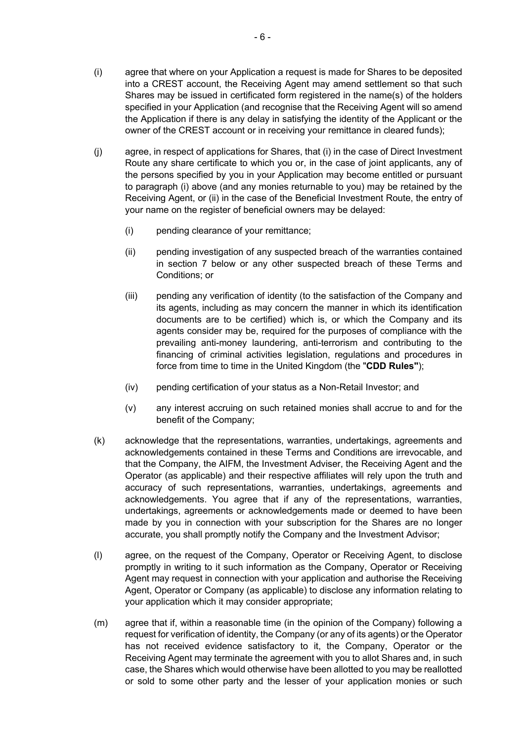(i) agree that where on your Application a request is made for Shares to be deposited into a CREST account, the Receiving Agent may amend settlement so that such Shares may be issued in certificated form registered in the name(s) of the holders specified in your Application (and recognise that the Receiving Agent will so amend the Application if there is any delay in satisfying the identity of the Applicant or the owner of the CREST account or in receiving your remittance in cleared funds);

(j) agree, in respect of applications for Shares, that (i) in the case of Direct Investment Route any share certificate to which you or, in the case of joint applicants, any of the persons specified by you in your Application may become entitled or pursuant to paragraph (i) above (and any monies returnable to you) may be retained by the Receiving Agent, or (ii) in the case of the Beneficial Investment Route, the entry of your name on the register of beneficial owners may be delayed:

   (i) pending clearance of your remittance;

   (ii) pending investigation of any suspected breach of the warranties contained in section 7 below or any other suspected breach of these Terms and Conditions; or

   (iii) pending any verification of identity (to the satisfaction of the Company and its agents, including as may concern the manner in which its identification documents are to be certified) which is, or which the Company and its agents consider may be, required for the purposes of compliance with the prevailing anti-money laundering, anti-terrorism and contributing to the financing of criminal activities legislation, regulations and procedures in force from time to time in the United Kingdom (the "**CDD Rules"**);

   (iv) pending certification of your status as a Non-Retail Investor; and

   (v) any interest accruing on such retained monies shall accrue to and for the benefit of the Company;

(k) acknowledge that the representations, warranties, undertakings, agreements and acknowledgements contained in these Terms and Conditions are irrevocable, and that the Company, the AIFM, the Investment Adviser, the Receiving Agent and the Operator (as applicable) and their respective affiliates will rely upon the truth and accuracy of such representations, warranties, undertakings, agreements and acknowledgements. You agree that if any of the representations, warranties, undertakings, agreements or acknowledgements made or deemed to have been made by you in connection with your subscription for the Shares are no longer accurate, you shall promptly notify the Company and the Investment Advisor;

(l) agree, on the request of the Company, Operator or Receiving Agent, to disclose promptly in writing to it such information as the Company, Operator or Receiving Agent may request in connection with your application and authorise the Receiving Agent, Operator or Company (as applicable) to disclose any information relating to your application which it may consider appropriate;

(m) agree that if, within a reasonable time (in the opinion of the Company) following a request for verification of identity, the Company (or any of its agents) or the Operator has not received evidence satisfactory to it, the Company, Operator or the Receiving Agent may terminate the agreement with you to allot Shares and, in such case, the Shares which would otherwise have been allotted to you may be reallotted or sold to some other party and the lesser of your application monies or such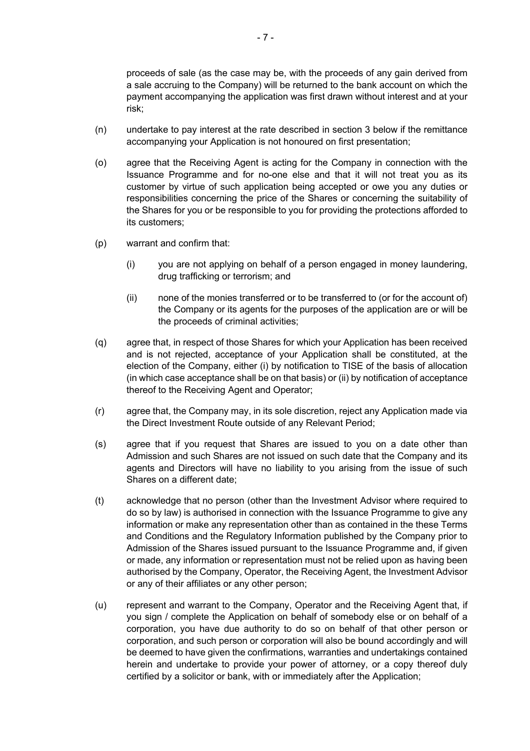proceeds of sale (as the case may be, with the proceeds of any gain derived from a sale accruing to the Company) will be returned to the bank account on which the payment accompanying the application was first drawn without interest and at your risk;

(n) undertake to pay interest at the rate described in section 3 below if the remittance accompanying your Application is not honoured on first presentation;

(o) agree that the Receiving Agent is acting for the Company in connection with the Issuance Programme and for no-one else and that it will not treat you as its customer by virtue of such application being accepted or owe you any duties or responsibilities concerning the price of the Shares or concerning the suitability of the Shares for you or be responsible to you for providing the protections afforded to its customers;

(p) warrant and confirm that:

   (i) you are not applying on behalf of a person engaged in money laundering, drug trafficking or terrorism; and

   (ii) none of the monies transferred or to be transferred to (or for the account of) the Company or its agents for the purposes of the application are or will be the proceeds of criminal activities;

(q) agree that, in respect of those Shares for which your Application has been received and is not rejected, acceptance of your Application shall be constituted, at the election of the Company, either (i) by notification to TISE of the basis of allocation (in which case acceptance shall be on that basis) or (ii) by notification of acceptance thereof to the Receiving Agent and Operator;

(r) agree that, the Company may, in its sole discretion, reject any Application made via the Direct Investment Route outside of any Relevant Period;

(s) agree that if you request that Shares are issued to you on a date other than Admission and such Shares are not issued on such date that the Company and its agents and Directors will have no liability to you arising from the issue of such Shares on a different date;

(t) acknowledge that no person (other than the Investment Advisor where required to do so by law) is authorised in connection with the Issuance Programme to give any information or make any representation other than as contained in the these Terms and Conditions and the Regulatory Information published by the Company prior to Admission of the Shares issued pursuant to the Issuance Programme and, if given or made, any information or representation must not be relied upon as having been authorised by the Company, Operator, the Receiving Agent, the Investment Advisor or any of their affiliates or any other person;

(u) represent and warrant to the Company, Operator and the Receiving Agent that, if you sign / complete the Application on behalf of somebody else or on behalf of a corporation, you have due authority to do so on behalf of that other person or corporation, and such person or corporation will also be bound accordingly and will be deemed to have given the confirmations, warranties and undertakings contained herein and undertake to provide your power of attorney, or a copy thereof duly certified by a solicitor or bank, with or immediately after the Application;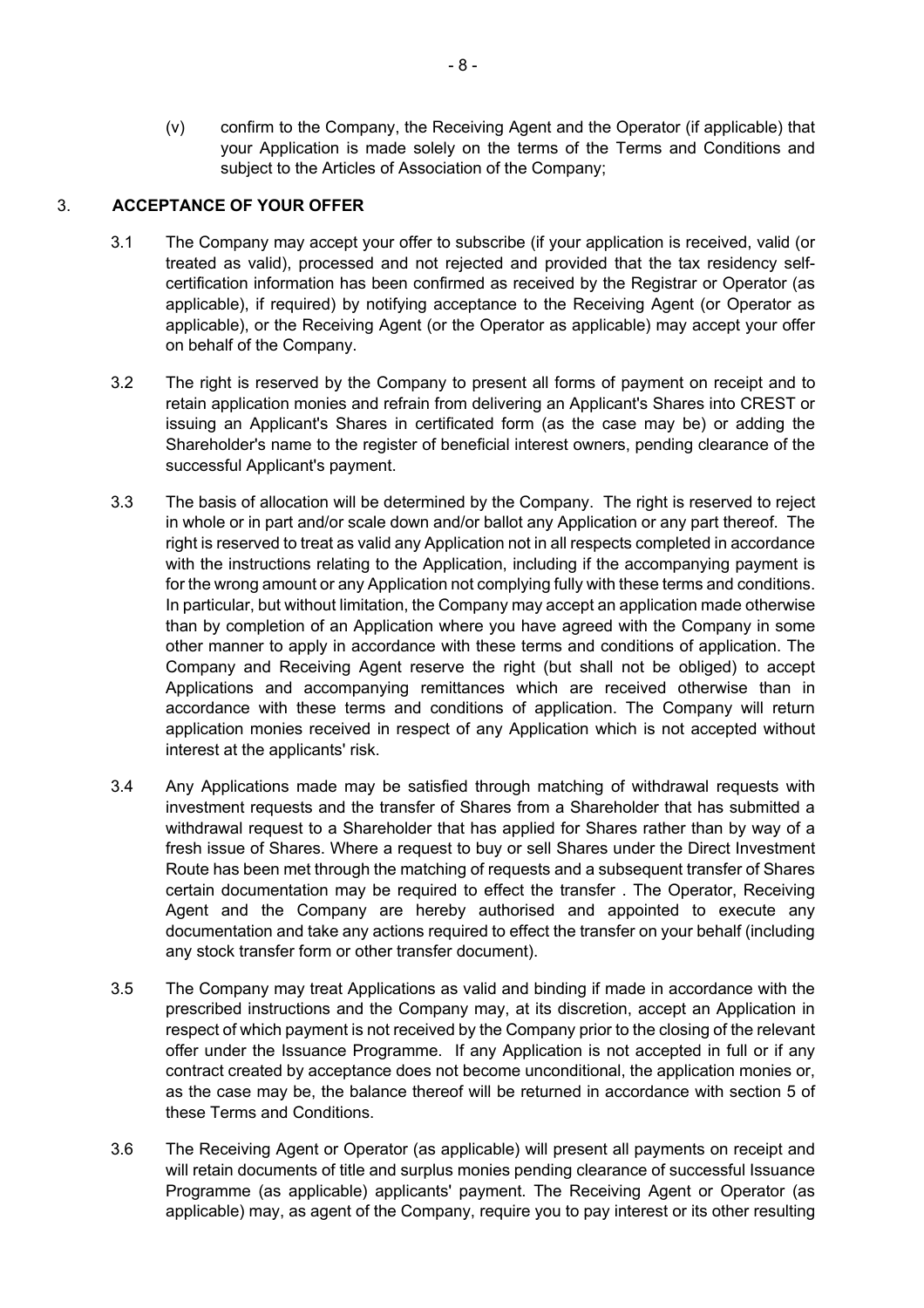(v) confirm to the Company, the Receiving Agent and the Operator (if applicable) that your Application is made solely on the terms of the Terms and Conditions and subject to the Articles of Association of the Company;

## 3. ACCEPTANCE OF YOUR OFFER

3.1 The Company may accept your offer to subscribe (if your application is received, valid (or treated as valid), processed and not rejected and provided that the tax residency self-certification information has been confirmed as received by the Registrar or Operator (as applicable), if required) by notifying acceptance to the Receiving Agent (or Operator as applicable), or the Receiving Agent (or the Operator as applicable) may accept your offer on behalf of the Company.

3.2 The right is reserved by the Company to present all forms of payment on receipt and to retain application monies and refrain from delivering an Applicant's Shares into CREST or issuing an Applicant's Shares in certificated form (as the case may be) or adding the Shareholder's name to the register of beneficial interest owners, pending clearance of the successful Applicant's payment.

3.3 The basis of allocation will be determined by the Company. The right is reserved to reject in whole or in part and/or scale down and/or ballot any Application or any part thereof. The right is reserved to treat as valid any Application not in all respects completed in accordance with the instructions relating to the Application, including if the accompanying payment is for the wrong amount or any Application not complying fully with these terms and conditions. In particular, but without limitation, the Company may accept an application made otherwise than by completion of an Application where you have agreed with the Company in some other manner to apply in accordance with these terms and conditions of application. The Company and Receiving Agent reserve the right (but shall not be obliged) to accept Applications and accompanying remittances which are received otherwise than in accordance with these terms and conditions of application. The Company will return application monies received in respect of any Application which is not accepted without interest at the applicants' risk.

3.4 Any Applications made may be satisfied through matching of withdrawal requests with investment requests and the transfer of Shares from a Shareholder that has submitted a withdrawal request to a Shareholder that has applied for Shares rather than by way of a fresh issue of Shares. Where a request to buy or sell Shares under the Direct Investment Route has been met through the matching of requests and a subsequent transfer of Shares certain documentation may be required to effect the transfer . The Operator, Receiving Agent and the Company are hereby authorised and appointed to execute any documentation and take any actions required to effect the transfer on your behalf (including any stock transfer form or other transfer document).

3.5 The Company may treat Applications as valid and binding if made in accordance with the prescribed instructions and the Company may, at its discretion, accept an Application in respect of which payment is not received by the Company prior to the closing of the relevant offer under the Issuance Programme. If any Application is not accepted in full or if any contract created by acceptance does not become unconditional, the application monies or, as the case may be, the balance thereof will be returned in accordance with section 5 of these Terms and Conditions.

3.6 The Receiving Agent or Operator (as applicable) will present all payments on receipt and will retain documents of title and surplus monies pending clearance of successful Issuance Programme (as applicable) applicants' payment. The Receiving Agent or Operator (as applicable) may, as agent of the Company, require you to pay interest or its other resulting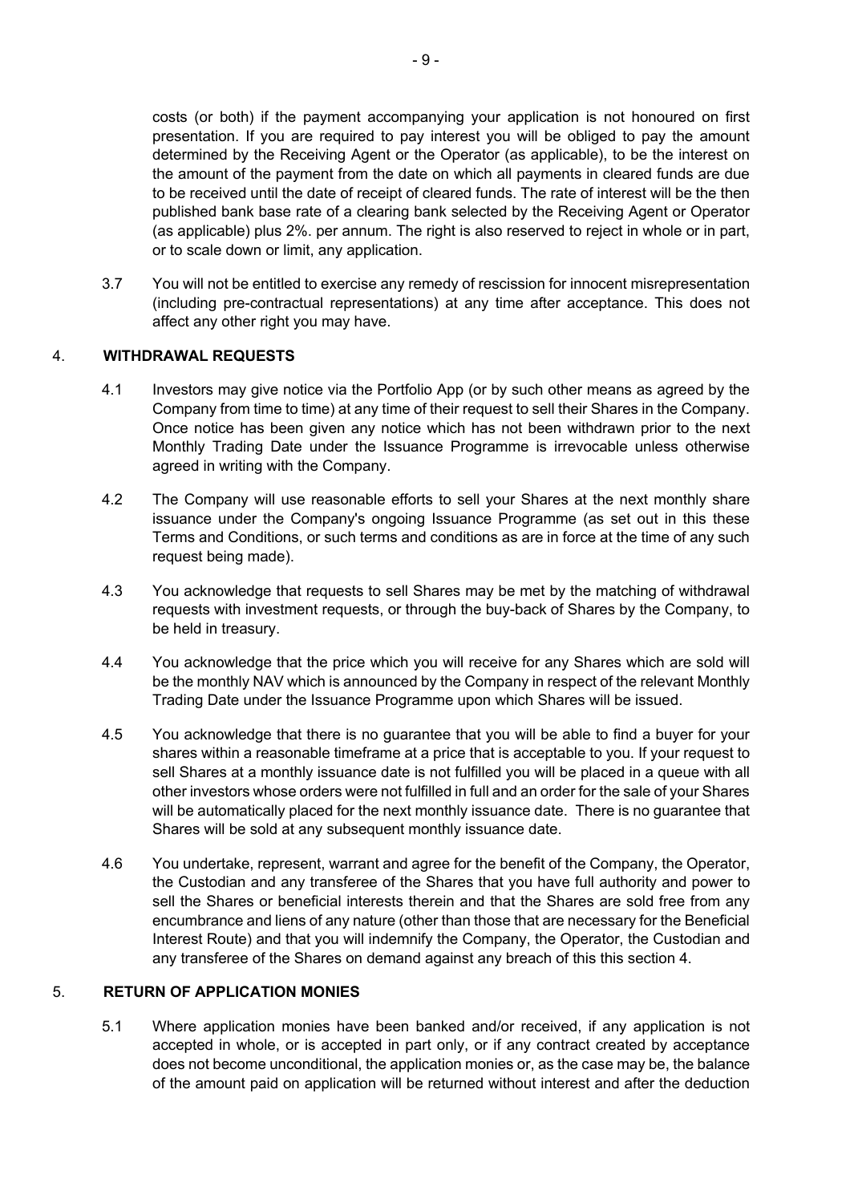costs (or both) if the payment accompanying your application is not honoured on first presentation. If you are required to pay interest you will be obliged to pay the amount determined by the Receiving Agent or the Operator (as applicable), to be the interest on the amount of the payment from the date on which all payments in cleared funds are due to be received until the date of receipt of cleared funds. The rate of interest will be the then published bank base rate of a clearing bank selected by the Receiving Agent or Operator (as applicable) plus 2%. per annum. The right is also reserved to reject in whole or in part, or to scale down or limit, any application.

3.7 You will not be entitled to exercise any remedy of rescission for innocent misrepresentation (including pre-contractual representations) at any time after acceptance. This does not affect any other right you may have.

## 4. WITHDRAWAL REQUESTS

4.1 Investors may give notice via the Portfolio App (or by such other means as agreed by the Company from time to time) at any time of their request to sell their Shares in the Company. Once notice has been given any notice which has not been withdrawn prior to the next Monthly Trading Date under the Issuance Programme is irrevocable unless otherwise agreed in writing with the Company.

4.2 The Company will use reasonable efforts to sell your Shares at the next monthly share issuance under the Company's ongoing Issuance Programme (as set out in this these Terms and Conditions, or such terms and conditions as are in force at the time of any such request being made).

4.3 You acknowledge that requests to sell Shares may be met by the matching of withdrawal requests with investment requests, or through the buy-back of Shares by the Company, to be held in treasury.

4.4 You acknowledge that the price which you will receive for any Shares which are sold will be the monthly NAV which is announced by the Company in respect of the relevant Monthly Trading Date under the Issuance Programme upon which Shares will be issued.

4.5 You acknowledge that there is no guarantee that you will be able to find a buyer for your shares within a reasonable timeframe at a price that is acceptable to you. If your request to sell Shares at a monthly issuance date is not fulfilled you will be placed in a queue with all other investors whose orders were not fulfilled in full and an order for the sale of your Shares will be automatically placed for the next monthly issuance date. There is no guarantee that Shares will be sold at any subsequent monthly issuance date.

4.6 You undertake, represent, warrant and agree for the benefit of the Company, the Operator, the Custodian and any transferee of the Shares that you have full authority and power to sell the Shares or beneficial interests therein and that the Shares are sold free from any encumbrance and liens of any nature (other than those that are necessary for the Beneficial Interest Route) and that you will indemnify the Company, the Operator, the Custodian and any transferee of the Shares on demand against any breach of this this section 4.

## 5. RETURN OF APPLICATION MONIES

5.1 Where application monies have been banked and/or received, if any application is not accepted in whole, or is accepted in part only, or if any contract created by acceptance does not become unconditional, the application monies or, as the case may be, the balance of the amount paid on application will be returned without interest and after the deduction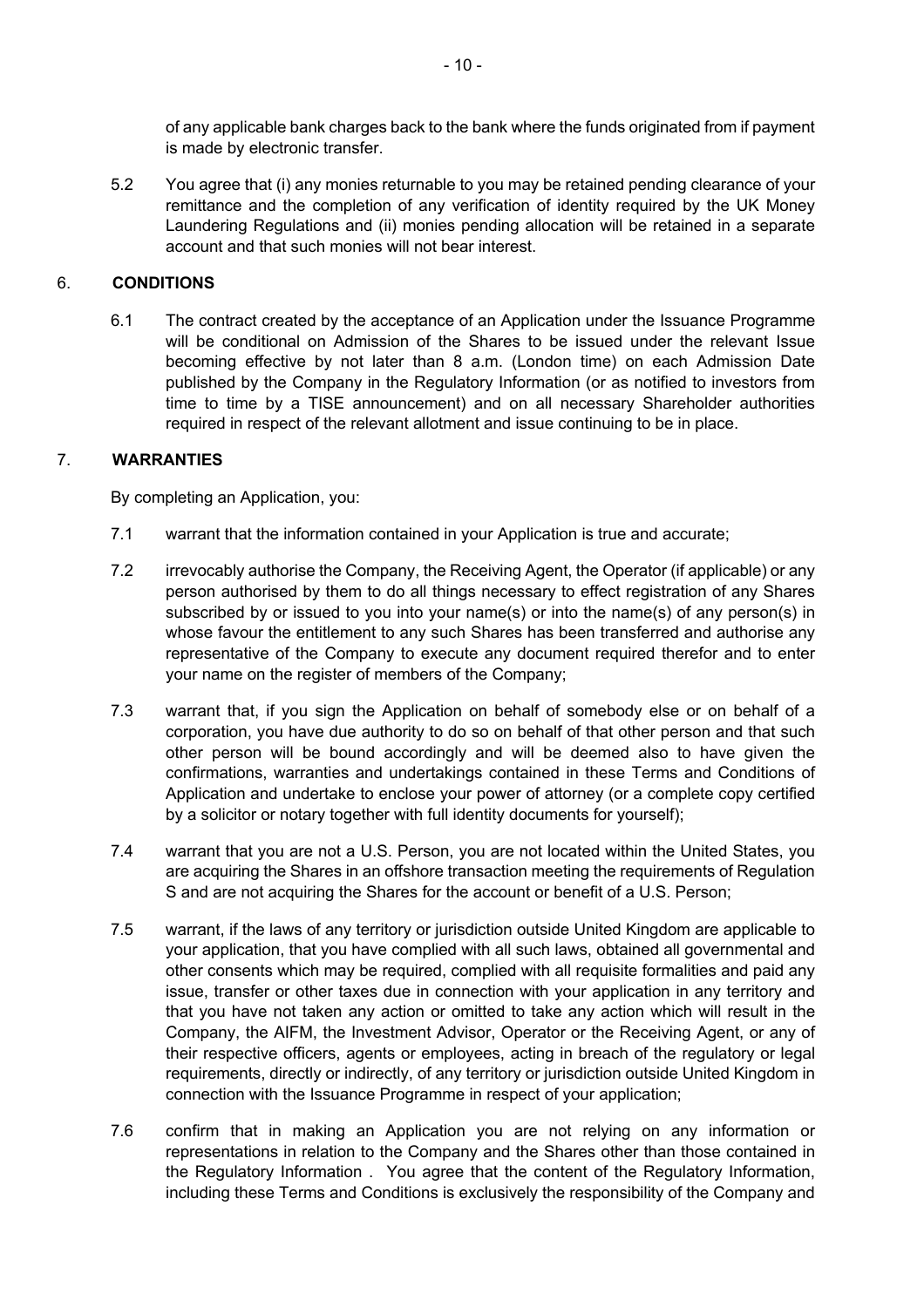of any applicable bank charges back to the bank where the funds originated from if payment is made by electronic transfer.

5.2 You agree that (i) any monies returnable to you may be retained pending clearance of your remittance and the completion of any verification of identity required by the UK Money Laundering Regulations and (ii) monies pending allocation will be retained in a separate account and that such monies will not bear interest.

## 6. CONDITIONS

6.1 The contract created by the acceptance of an Application under the Issuance Programme will be conditional on Admission of the Shares to be issued under the relevant Issue becoming effective by not later than 8 a.m. (London time) on each Admission Date published by the Company in the Regulatory Information (or as notified to investors from time to time by a TISE announcement) and on all necessary Shareholder authorities required in respect of the relevant allotment and issue continuing to be in place.

## 7. WARRANTIES

By completing an Application, you:

7.1 warrant that the information contained in your Application is true and accurate;

7.2 irrevocably authorise the Company, the Receiving Agent, the Operator (if applicable) or any person authorised by them to do all things necessary to effect registration of any Shares subscribed by or issued to you into your name(s) or into the name(s) of any person(s) in whose favour the entitlement to any such Shares has been transferred and authorise any representative of the Company to execute any document required therefor and to enter your name on the register of members of the Company;

7.3 warrant that, if you sign the Application on behalf of somebody else or on behalf of a corporation, you have due authority to do so on behalf of that other person and that such other person will be bound accordingly and will be deemed also to have given the confirmations, warranties and undertakings contained in these Terms and Conditions of Application and undertake to enclose your power of attorney (or a complete copy certified by a solicitor or notary together with full identity documents for yourself);

7.4 warrant that you are not a U.S. Person, you are not located within the United States, you are acquiring the Shares in an offshore transaction meeting the requirements of Regulation S and are not acquiring the Shares for the account or benefit of a U.S. Person;

7.5 warrant, if the laws of any territory or jurisdiction outside United Kingdom are applicable to your application, that you have complied with all such laws, obtained all governmental and other consents which may be required, complied with all requisite formalities and paid any issue, transfer or other taxes due in connection with your application in any territory and that you have not taken any action or omitted to take any action which will result in the Company, the AIFM, the Investment Advisor, Operator or the Receiving Agent, or any of their respective officers, agents or employees, acting in breach of the regulatory or legal requirements, directly or indirectly, of any territory or jurisdiction outside United Kingdom in connection with the Issuance Programme in respect of your application;

7.6 confirm that in making an Application you are not relying on any information or representations in relation to the Company and the Shares other than those contained in the Regulatory Information . You agree that the content of the Regulatory Information, including these Terms and Conditions is exclusively the responsibility of the Company and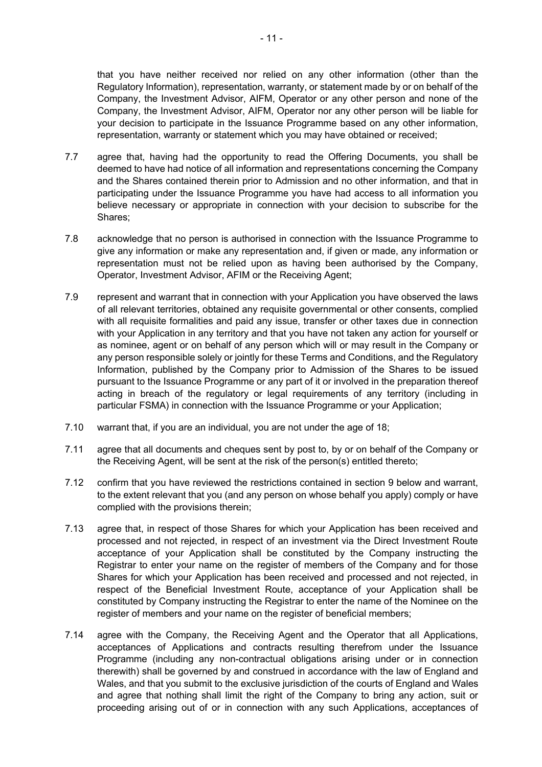that you have neither received nor relied on any other information (other than the Regulatory Information), representation, warranty, or statement made by or on behalf of the Company, the Investment Advisor, AIFM, Operator or any other person and none of the Company, the Investment Advisor, AIFM, Operator nor any other person will be liable for your decision to participate in the Issuance Programme based on any other information, representation, warranty or statement which you may have obtained or received;

7.7 agree that, having had the opportunity to read the Offering Documents, you shall be deemed to have had notice of all information and representations concerning the Company and the Shares contained therein prior to Admission and no other information, and that in participating under the Issuance Programme you have had access to all information you believe necessary or appropriate in connection with your decision to subscribe for the Shares;

7.8 acknowledge that no person is authorised in connection with the Issuance Programme to give any information or make any representation and, if given or made, any information or representation must not be relied upon as having been authorised by the Company, Operator, Investment Advisor, AFIM or the Receiving Agent;

7.9 represent and warrant that in connection with your Application you have observed the laws of all relevant territories, obtained any requisite governmental or other consents, complied with all requisite formalities and paid any issue, transfer or other taxes due in connection with your Application in any territory and that you have not taken any action for yourself or as nominee, agent or on behalf of any person which will or may result in the Company or any person responsible solely or jointly for these Terms and Conditions, and the Regulatory Information, published by the Company prior to Admission of the Shares to be issued pursuant to the Issuance Programme or any part of it or involved in the preparation thereof acting in breach of the regulatory or legal requirements of any territory (including in particular FSMA) in connection with the Issuance Programme or your Application;

7.10 warrant that, if you are an individual, you are not under the age of 18;

7.11 agree that all documents and cheques sent by post to, by or on behalf of the Company or the Receiving Agent, will be sent at the risk of the person(s) entitled thereto;

7.12 confirm that you have reviewed the restrictions contained in section 9 below and warrant, to the extent relevant that you (and any person on whose behalf you apply) comply or have complied with the provisions therein;

7.13 agree that, in respect of those Shares for which your Application has been received and processed and not rejected, in respect of an investment via the Direct Investment Route acceptance of your Application shall be constituted by the Company instructing the Registrar to enter your name on the register of members of the Company and for those Shares for which your Application has been received and processed and not rejected, in respect of the Beneficial Investment Route, acceptance of your Application shall be constituted by Company instructing the Registrar to enter the name of the Nominee on the register of members and your name on the register of beneficial members;

7.14 agree with the Company, the Receiving Agent and the Operator that all Applications, acceptances of Applications and contracts resulting therefrom under the Issuance Programme (including any non-contractual obligations arising under or in connection therewith) shall be governed by and construed in accordance with the law of England and Wales, and that you submit to the exclusive jurisdiction of the courts of England and Wales and agree that nothing shall limit the right of the Company to bring any action, suit or proceeding arising out of or in connection with any such Applications, acceptances of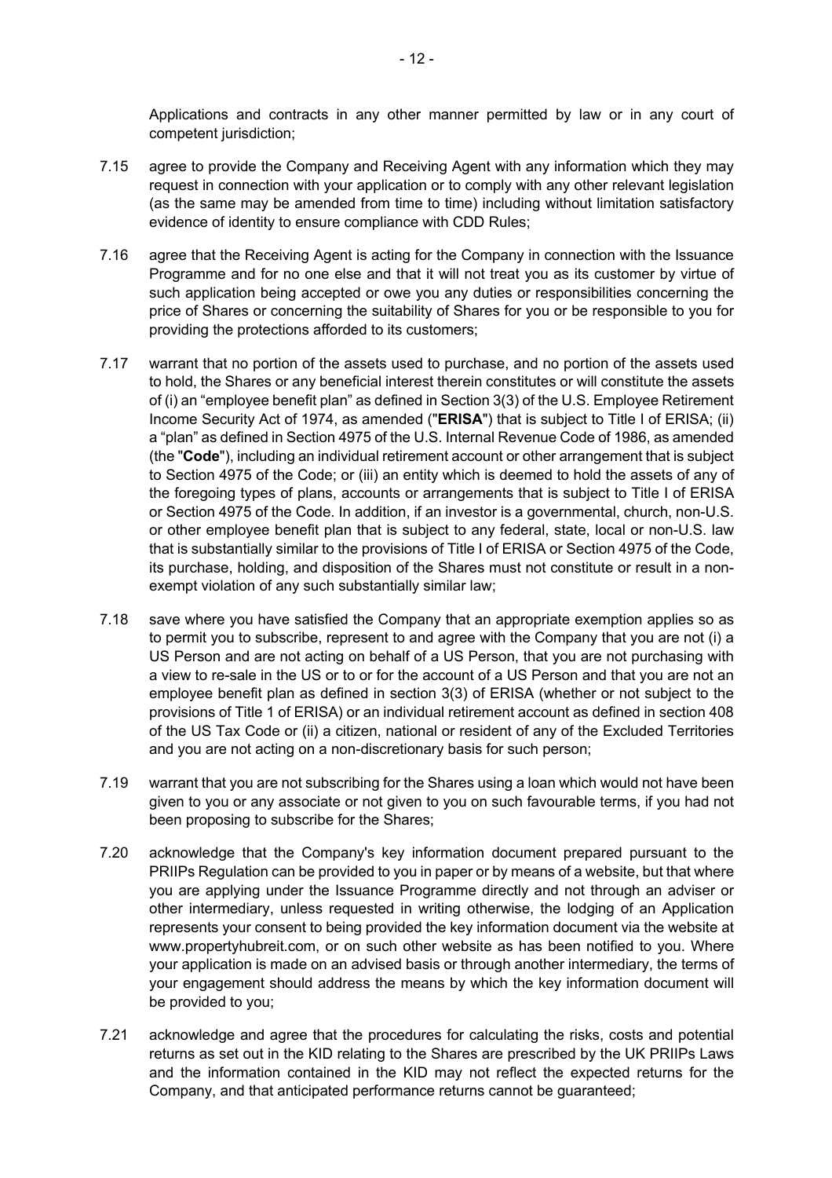Applications and contracts in any other manner permitted by law or in any court of competent jurisdiction;

7.15 agree to provide the Company and Receiving Agent with any information which they may request in connection with your application or to comply with any other relevant legislation (as the same may be amended from time to time) including without limitation satisfactory evidence of identity to ensure compliance with CDD Rules;

7.16 agree that the Receiving Agent is acting for the Company in connection with the Issuance Programme and for no one else and that it will not treat you as its customer by virtue of such application being accepted or owe you any duties or responsibilities concerning the price of Shares or concerning the suitability of Shares for you or be responsible to you for providing the protections afforded to its customers;

7.17 warrant that no portion of the assets used to purchase, and no portion of the assets used to hold, the Shares or any beneficial interest therein constitutes or will constitute the assets of (i) an "employee benefit plan" as defined in Section 3(3) of the U.S. Employee Retirement Income Security Act of 1974, as amended ("**ERISA**") that is subject to Title I of ERISA; (ii) a "plan" as defined in Section 4975 of the U.S. Internal Revenue Code of 1986, as amended (the "**Code**"), including an individual retirement account or other arrangement that is subject to Section 4975 of the Code; or (iii) an entity which is deemed to hold the assets of any of the foregoing types of plans, accounts or arrangements that is subject to Title I of ERISA or Section 4975 of the Code. In addition, if an investor is a governmental, church, non-U.S. or other employee benefit plan that is subject to any federal, state, local or non-U.S. law that is substantially similar to the provisions of Title I of ERISA or Section 4975 of the Code, its purchase, holding, and disposition of the Shares must not constitute or result in a non-exempt violation of any such substantially similar law;

7.18 save where you have satisfied the Company that an appropriate exemption applies so as to permit you to subscribe, represent to and agree with the Company that you are not (i) a US Person and are not acting on behalf of a US Person, that you are not purchasing with a view to re-sale in the US or to or for the account of a US Person and that you are not an employee benefit plan as defined in section 3(3) of ERISA (whether or not subject to the provisions of Title 1 of ERISA) or an individual retirement account as defined in section 408 of the US Tax Code or (ii) a citizen, national or resident of any of the Excluded Territories and you are not acting on a non-discretionary basis for such person;

7.19 warrant that you are not subscribing for the Shares using a loan which would not have been given to you or any associate or not given to you on such favourable terms, if you had not been proposing to subscribe for the Shares;

7.20 acknowledge that the Company's key information document prepared pursuant to the PRIIPs Regulation can be provided to you in paper or by means of a website, but that where you are applying under the Issuance Programme directly and not through an adviser or other intermediary, unless requested in writing otherwise, the lodging of an Application represents your consent to being provided the key information document via the website at www.propertyhubreit.com, or on such other website as has been notified to you. Where your application is made on an advised basis or through another intermediary, the terms of your engagement should address the means by which the key information document will be provided to you;

7.21 acknowledge and agree that the procedures for calculating the risks, costs and potential returns as set out in the KID relating to the Shares are prescribed by the UK PRIIPs Laws and the information contained in the KID may not reflect the expected returns for the Company, and that anticipated performance returns cannot be guaranteed;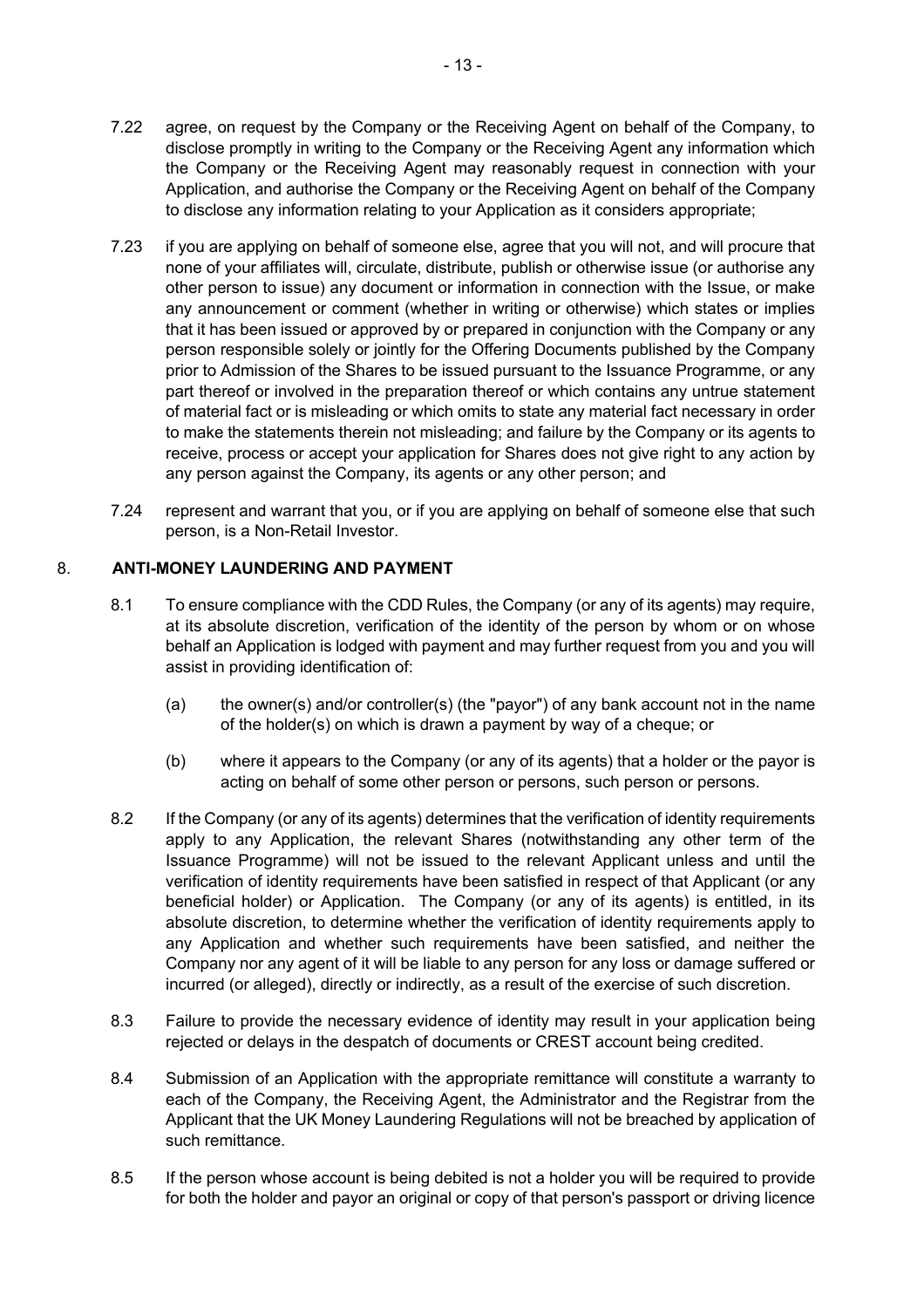7.22 agree, on request by the Company or the Receiving Agent on behalf of the Company, to disclose promptly in writing to the Company or the Receiving Agent any information which the Company or the Receiving Agent may reasonably request in connection with your Application, and authorise the Company or the Receiving Agent on behalf of the Company to disclose any information relating to your Application as it considers appropriate;

7.23 if you are applying on behalf of someone else, agree that you will not, and will procure that none of your affiliates will, circulate, distribute, publish or otherwise issue (or authorise any other person to issue) any document or information in connection with the Issue, or make any announcement or comment (whether in writing or otherwise) which states or implies that it has been issued or approved by or prepared in conjunction with the Company or any person responsible solely or jointly for the Offering Documents published by the Company prior to Admission of the Shares to be issued pursuant to the Issuance Programme, or any part thereof or involved in the preparation thereof or which contains any untrue statement of material fact or is misleading or which omits to state any material fact necessary in order to make the statements therein not misleading; and failure by the Company or its agents to receive, process or accept your application for Shares does not give right to any action by any person against the Company, its agents or any other person; and

7.24 represent and warrant that you, or if you are applying on behalf of someone else that such person, is a Non-Retail Investor.

## 8. ANTI-MONEY LAUNDERING AND PAYMENT

8.1 To ensure compliance with the CDD Rules, the Company (or any of its agents) may require, at its absolute discretion, verification of the identity of the person by whom or on whose behalf an Application is lodged with payment and may further request from you and you will assist in providing identification of:

(a) the owner(s) and/or controller(s) (the "payor") of any bank account not in the name of the holder(s) on which is drawn a payment by way of a cheque; or

(b) where it appears to the Company (or any of its agents) that a holder or the payor is acting on behalf of some other person or persons, such person or persons.

8.2 If the Company (or any of its agents) determines that the verification of identity requirements apply to any Application, the relevant Shares (notwithstanding any other term of the Issuance Programme) will not be issued to the relevant Applicant unless and until the verification of identity requirements have been satisfied in respect of that Applicant (or any beneficial holder) or Application. The Company (or any of its agents) is entitled, in its absolute discretion, to determine whether the verification of identity requirements apply to any Application and whether such requirements have been satisfied, and neither the Company nor any agent of it will be liable to any person for any loss or damage suffered or incurred (or alleged), directly or indirectly, as a result of the exercise of such discretion.

8.3 Failure to provide the necessary evidence of identity may result in your application being rejected or delays in the despatch of documents or CREST account being credited.

8.4 Submission of an Application with the appropriate remittance will constitute a warranty to each of the Company, the Receiving Agent, the Administrator and the Registrar from the Applicant that the UK Money Laundering Regulations will not be breached by application of such remittance.

8.5 If the person whose account is being debited is not a holder you will be required to provide for both the holder and payor an original or copy of that person's passport or driving licence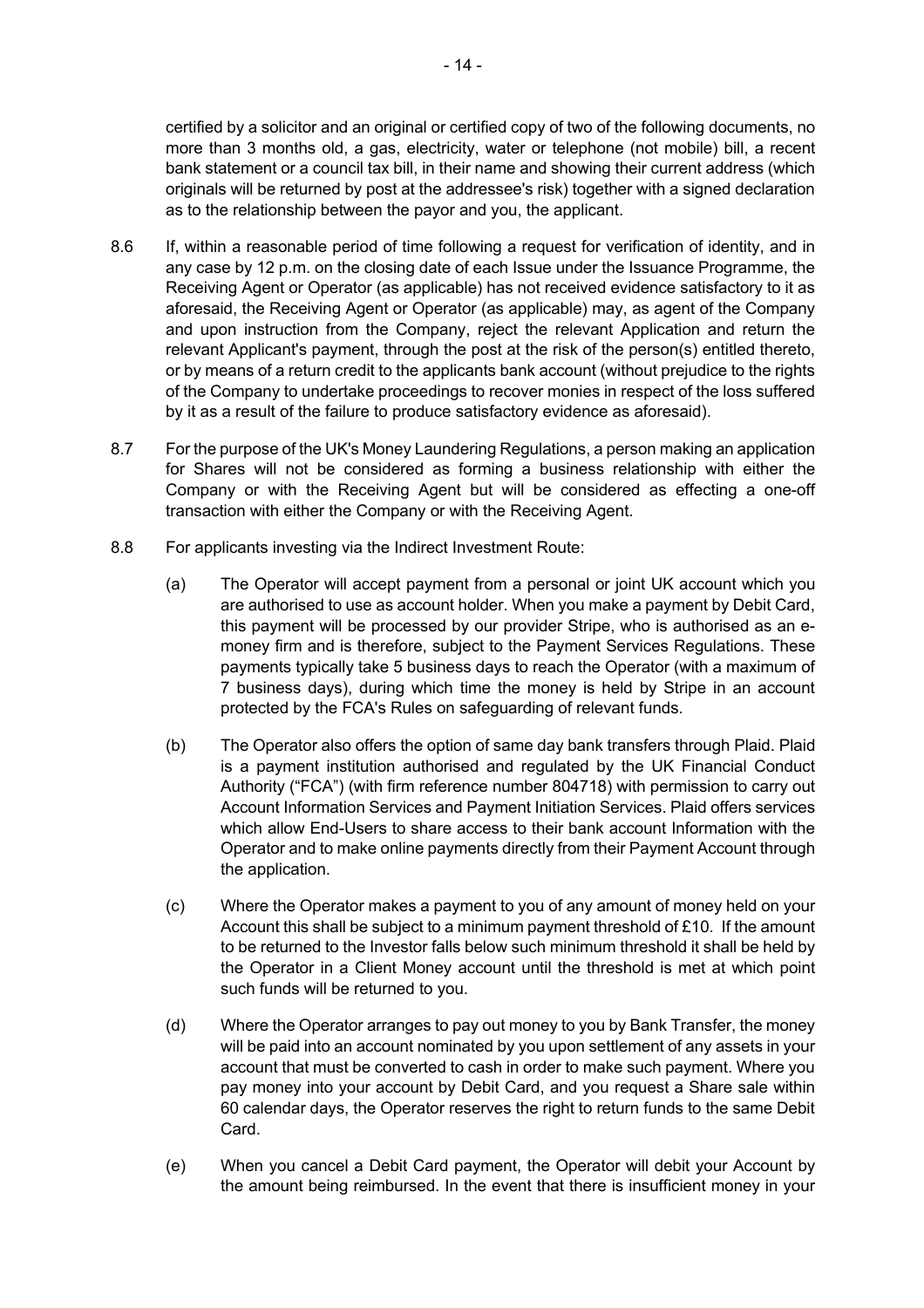certified by a solicitor and an original or certified copy of two of the following documents, no more than 3 months old, a gas, electricity, water or telephone (not mobile) bill, a recent bank statement or a council tax bill, in their name and showing their current address (which originals will be returned by post at the addressee's risk) together with a signed declaration as to the relationship between the payor and you, the applicant.

8.6 If, within a reasonable period of time following a request for verification of identity, and in any case by 12 p.m. on the closing date of each Issue under the Issuance Programme, the Receiving Agent or Operator (as applicable) has not received evidence satisfactory to it as aforesaid, the Receiving Agent or Operator (as applicable) may, as agent of the Company and upon instruction from the Company, reject the relevant Application and return the relevant Applicant's payment, through the post at the risk of the person(s) entitled thereto, or by means of a return credit to the applicants bank account (without prejudice to the rights of the Company to undertake proceedings to recover monies in respect of the loss suffered by it as a result of the failure to produce satisfactory evidence as aforesaid).

8.7 For the purpose of the UK's Money Laundering Regulations, a person making an application for Shares will not be considered as forming a business relationship with either the Company or with the Receiving Agent but will be considered as effecting a one-off transaction with either the Company or with the Receiving Agent.

8.8 For applicants investing via the Indirect Investment Route:

(a) The Operator will accept payment from a personal or joint UK account which you are authorised to use as account holder. When you make a payment by Debit Card, this payment will be processed by our provider Stripe, who is authorised as an e-money firm and is therefore, subject to the Payment Services Regulations. These payments typically take 5 business days to reach the Operator (with a maximum of 7 business days), during which time the money is held by Stripe in an account protected by the FCA's Rules on safeguarding of relevant funds.

(b) The Operator also offers the option of same day bank transfers through Plaid. Plaid is a payment institution authorised and regulated by the UK Financial Conduct Authority ("FCA") (with firm reference number 804718) with permission to carry out Account Information Services and Payment Initiation Services. Plaid offers services which allow End-Users to share access to their bank account Information with the Operator and to make online payments directly from their Payment Account through the application.

(c) Where the Operator makes a payment to you of any amount of money held on your Account this shall be subject to a minimum payment threshold of £10. If the amount to be returned to the Investor falls below such minimum threshold it shall be held by the Operator in a Client Money account until the threshold is met at which point such funds will be returned to you.

(d) Where the Operator arranges to pay out money to you by Bank Transfer, the money will be paid into an account nominated by you upon settlement of any assets in your account that must be converted to cash in order to make such payment. Where you pay money into your account by Debit Card, and you request a Share sale within 60 calendar days, the Operator reserves the right to return funds to the same Debit Card.

(e) When you cancel a Debit Card payment, the Operator will debit your Account by the amount being reimbursed. In the event that there is insufficient money in your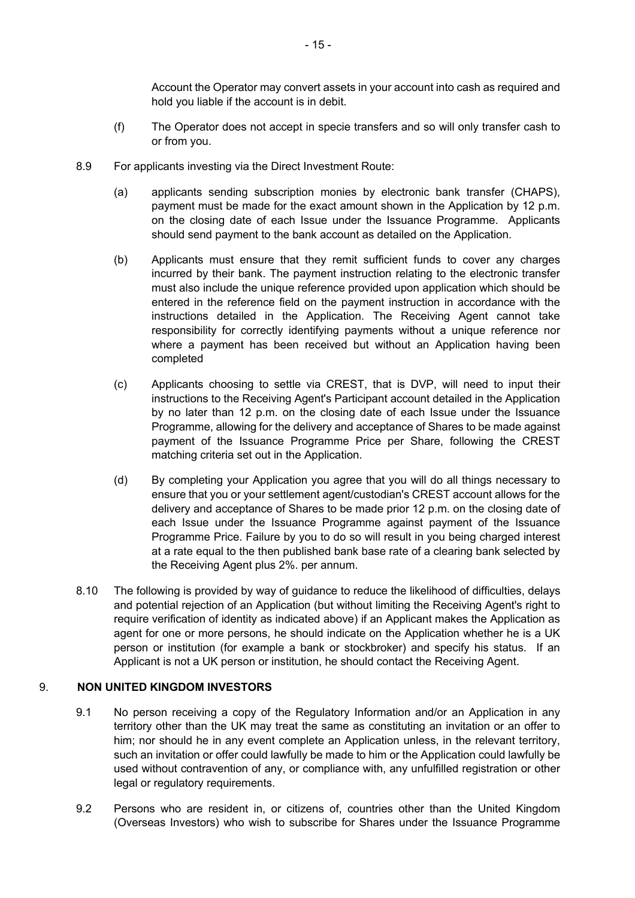Account the Operator may convert assets in your account into cash as required and hold you liable if the account is in debit.

(f) The Operator does not accept in specie transfers and so will only transfer cash to or from you.

8.9 For applicants investing via the Direct Investment Route:

(a) applicants sending subscription monies by electronic bank transfer (CHAPS), payment must be made for the exact amount shown in the Application by 12 p.m. on the closing date of each Issue under the Issuance Programme. Applicants should send payment to the bank account as detailed on the Application.

(b) Applicants must ensure that they remit sufficient funds to cover any charges incurred by their bank. The payment instruction relating to the electronic transfer must also include the unique reference provided upon application which should be entered in the reference field on the payment instruction in accordance with the instructions detailed in the Application. The Receiving Agent cannot take responsibility for correctly identifying payments without a unique reference nor where a payment has been received but without an Application having been completed

(c) Applicants choosing to settle via CREST, that is DVP, will need to input their instructions to the Receiving Agent's Participant account detailed in the Application by no later than 12 p.m. on the closing date of each Issue under the Issuance Programme, allowing for the delivery and acceptance of Shares to be made against payment of the Issuance Programme Price per Share, following the CREST matching criteria set out in the Application.

(d) By completing your Application you agree that you will do all things necessary to ensure that you or your settlement agent/custodian's CREST account allows for the delivery and acceptance of Shares to be made prior 12 p.m. on the closing date of each Issue under the Issuance Programme against payment of the Issuance Programme Price. Failure by you to do so will result in you being charged interest at a rate equal to the then published bank base rate of a clearing bank selected by the Receiving Agent plus 2%. per annum.

8.10 The following is provided by way of guidance to reduce the likelihood of difficulties, delays and potential rejection of an Application (but without limiting the Receiving Agent's right to require verification of identity as indicated above) if an Applicant makes the Application as agent for one or more persons, he should indicate on the Application whether he is a UK person or institution (for example a bank or stockbroker) and specify his status. If an Applicant is not a UK person or institution, he should contact the Receiving Agent.

## 9. NON UNITED KINGDOM INVESTORS

9.1 No person receiving a copy of the Regulatory Information and/or an Application in any territory other than the UK may treat the same as constituting an invitation or an offer to him; nor should he in any event complete an Application unless, in the relevant territory, such an invitation or offer could lawfully be made to him or the Application could lawfully be used without contravention of any, or compliance with, any unfulfilled registration or other legal or regulatory requirements.

9.2 Persons who are resident in, or citizens of, countries other than the United Kingdom (Overseas Investors) who wish to subscribe for Shares under the Issuance Programme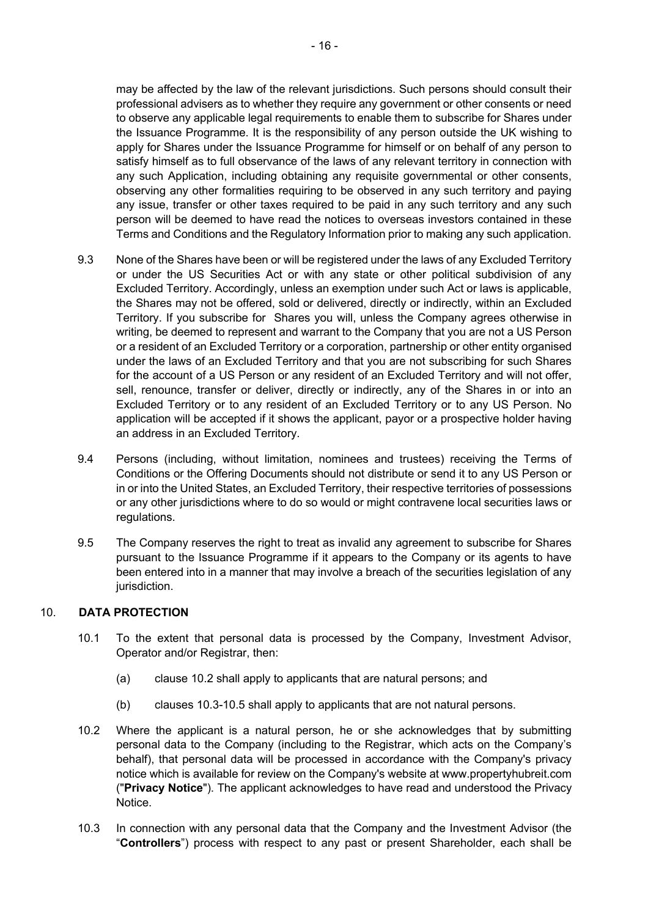may be affected by the law of the relevant jurisdictions. Such persons should consult their professional advisers as to whether they require any government or other consents or need to observe any applicable legal requirements to enable them to subscribe for Shares under the Issuance Programme. It is the responsibility of any person outside the UK wishing to apply for Shares under the Issuance Programme for himself or on behalf of any person to satisfy himself as to full observance of the laws of any relevant territory in connection with any such Application, including obtaining any requisite governmental or other consents, observing any other formalities requiring to be observed in any such territory and paying any issue, transfer or other taxes required to be paid in any such territory and any such person will be deemed to have read the notices to overseas investors contained in these Terms and Conditions and the Regulatory Information prior to making any such application.

9.3 None of the Shares have been or will be registered under the laws of any Excluded Territory or under the US Securities Act or with any state or other political subdivision of any Excluded Territory. Accordingly, unless an exemption under such Act or laws is applicable, the Shares may not be offered, sold or delivered, directly or indirectly, within an Excluded Territory. If you subscribe for Shares you will, unless the Company agrees otherwise in writing, be deemed to represent and warrant to the Company that you are not a US Person or a resident of an Excluded Territory or a corporation, partnership or other entity organised under the laws of an Excluded Territory and that you are not subscribing for such Shares for the account of a US Person or any resident of an Excluded Territory and will not offer, sell, renounce, transfer or deliver, directly or indirectly, any of the Shares in or into an Excluded Territory or to any resident of an Excluded Territory or to any US Person. No application will be accepted if it shows the applicant, payor or a prospective holder having an address in an Excluded Territory.

9.4 Persons (including, without limitation, nominees and trustees) receiving the Terms of Conditions or the Offering Documents should not distribute or send it to any US Person or in or into the United States, an Excluded Territory, their respective territories of possessions or any other jurisdictions where to do so would or might contravene local securities laws or regulations.

9.5 The Company reserves the right to treat as invalid any agreement to subscribe for Shares pursuant to the Issuance Programme if it appears to the Company or its agents to have been entered into in a manner that may involve a breach of the securities legislation of any jurisdiction.

## 10. DATA PROTECTION

10.1 To the extent that personal data is processed by the Company, Investment Advisor, Operator and/or Registrar, then:

(a) clause 10.2 shall apply to applicants that are natural persons; and

(b) clauses 10.3-10.5 shall apply to applicants that are not natural persons.

10.2 Where the applicant is a natural person, he or she acknowledges that by submitting personal data to the Company (including to the Registrar, which acts on the Company's behalf), that personal data will be processed in accordance with the Company's privacy notice which is available for review on the Company's website at www.propertyhubreit.com ("**Privacy Notice**"). The applicant acknowledges to have read and understood the Privacy Notice.

10.3 In connection with any personal data that the Company and the Investment Advisor (the "**Controllers**") process with respect to any past or present Shareholder, each shall be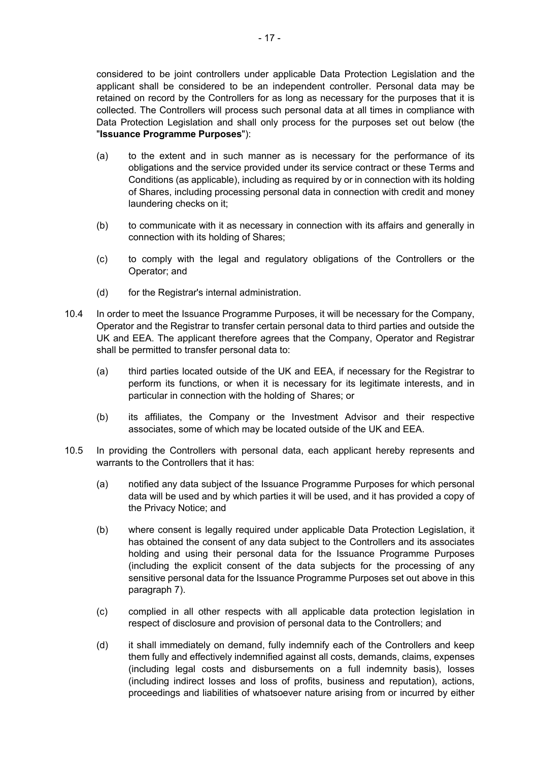considered to be joint controllers under applicable Data Protection Legislation and the applicant shall be considered to be an independent controller. Personal data may be retained on record by the Controllers for as long as necessary for the purposes that it is collected. The Controllers will process such personal data at all times in compliance with Data Protection Legislation and shall only process for the purposes set out below (the "**Issuance Programme Purposes**"):

(a) to the extent and in such manner as is necessary for the performance of its obligations and the service provided under its service contract or these Terms and Conditions (as applicable), including as required by or in connection with its holding of Shares, including processing personal data in connection with credit and money laundering checks on it;

(b) to communicate with it as necessary in connection with its affairs and generally in connection with its holding of Shares;

(c) to comply with the legal and regulatory obligations of the Controllers or the Operator; and

(d) for the Registrar's internal administration.

10.4 In order to meet the Issuance Programme Purposes, it will be necessary for the Company, Operator and the Registrar to transfer certain personal data to third parties and outside the UK and EEA. The applicant therefore agrees that the Company, Operator and Registrar shall be permitted to transfer personal data to:

(a) third parties located outside of the UK and EEA, if necessary for the Registrar to perform its functions, or when it is necessary for its legitimate interests, and in particular in connection with the holding of Shares; or

(b) its affiliates, the Company or the Investment Advisor and their respective associates, some of which may be located outside of the UK and EEA.

10.5 In providing the Controllers with personal data, each applicant hereby represents and warrants to the Controllers that it has:

(a) notified any data subject of the Issuance Programme Purposes for which personal data will be used and by which parties it will be used, and it has provided a copy of the Privacy Notice; and

(b) where consent is legally required under applicable Data Protection Legislation, it has obtained the consent of any data subject to the Controllers and its associates holding and using their personal data for the Issuance Programme Purposes (including the explicit consent of the data subjects for the processing of any sensitive personal data for the Issuance Programme Purposes set out above in this paragraph 7).

(c) complied in all other respects with all applicable data protection legislation in respect of disclosure and provision of personal data to the Controllers; and

(d) it shall immediately on demand, fully indemnify each of the Controllers and keep them fully and effectively indemnified against all costs, demands, claims, expenses (including legal costs and disbursements on a full indemnity basis), losses (including indirect losses and loss of profits, business and reputation), actions, proceedings and liabilities of whatsoever nature arising from or incurred by either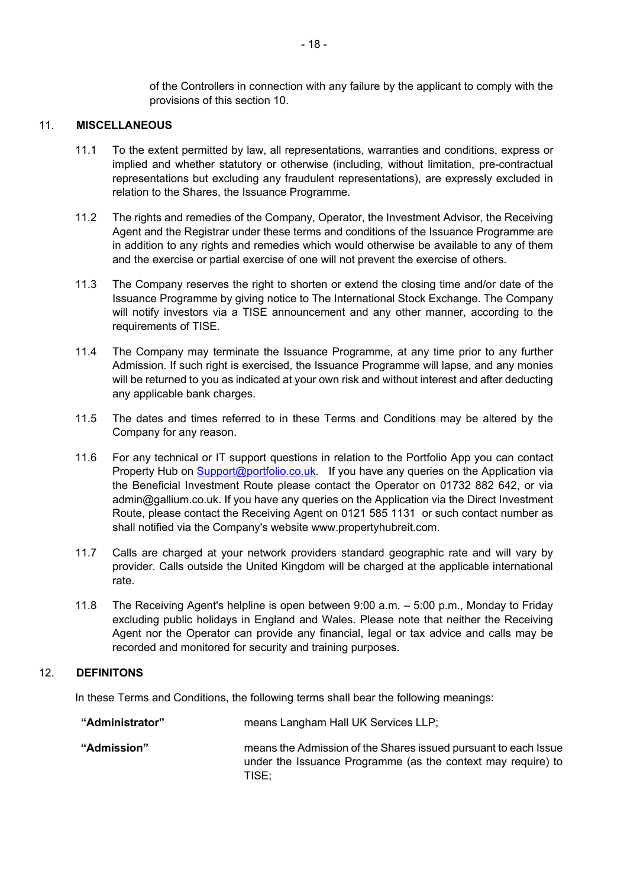of the Controllers in connection with any failure by the applicant to comply with the provisions of this section 10.

## 11. MISCELLANEOUS

11.1 To the extent permitted by law, all representations, warranties and conditions, express or implied and whether statutory or otherwise (including, without limitation, pre-contractual representations but excluding any fraudulent representations), are expressly excluded in relation to the Shares, the Issuance Programme.

11.2 The rights and remedies of the Company, Operator, the Investment Advisor, the Receiving Agent and the Registrar under these terms and conditions of the Issuance Programme are in addition to any rights and remedies which would otherwise be available to any of them and the exercise or partial exercise of one will not prevent the exercise of others.

11.3 The Company reserves the right to shorten or extend the closing time and/or date of the Issuance Programme by giving notice to The International Stock Exchange. The Company will notify investors via a TISE announcement and any other manner, according to the requirements of TISE.

11.4 The Company may terminate the Issuance Programme, at any time prior to any further Admission. If such right is exercised, the Issuance Programme will lapse, and any monies will be returned to you as indicated at your own risk and without interest and after deducting any applicable bank charges.

11.5 The dates and times referred to in these Terms and Conditions may be altered by the Company for any reason.

11.6 For any technical or IT support questions in relation to the Portfolio App you can contact Property Hub on Support@portfolio.co.uk. If you have any queries on the Application via the Beneficial Investment Route please contact the Operator on 01732 882 642, or via admin@gallium.co.uk. If you have any queries on the Application via the Direct Investment Route, please contact the Receiving Agent on 0121 585 1131 or such contact number as shall notified via the Company's website www.propertyhubreit.com.

11.7 Calls are charged at your network providers standard geographic rate and will vary by provider. Calls outside the United Kingdom will be charged at the applicable international rate.

11.8 The Receiving Agent's helpline is open between 9:00 a.m. – 5:00 p.m., Monday to Friday excluding public holidays in England and Wales. Please note that neither the Receiving Agent nor the Operator can provide any financial, legal or tax advice and calls may be recorded and monitored for security and training purposes.

## 12. DEFINITONS

In these Terms and Conditions, the following terms shall bear the following meanings:

**"Administrator"** means Langham Hall UK Services LLP;

**"Admission"** means the Admission of the Shares issued pursuant to each Issue under the Issuance Programme (as the context may require) to TISE;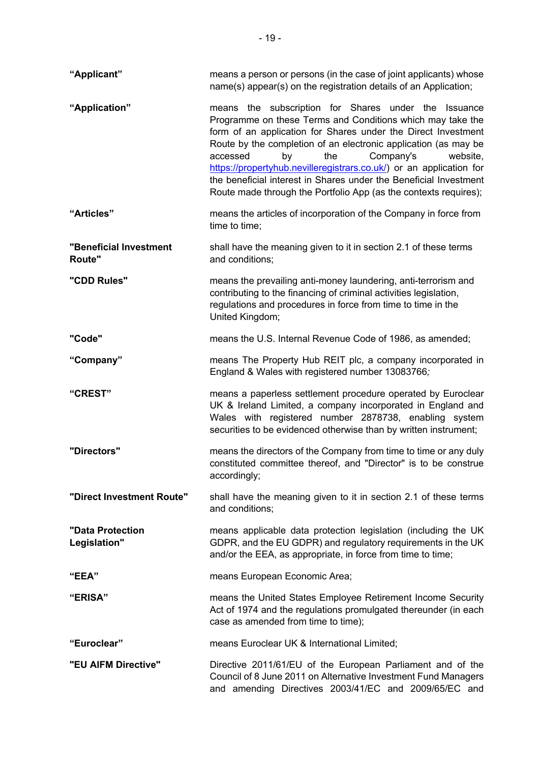| | |
|---|---|
| **“Applicant”** | means a person or persons (in the case of joint applicants) whose name(s) appear(s) on the registration details of an Application; |
| **“Application”** | means the subscription for Shares under the Issuance Programme on these Terms and Conditions which may take the form of an application for Shares under the Direct Investment Route by the completion of an electronic application (as may be accessed by the Company's website, https://propertyhub.nevilleregistrars.co.uk/) or an application for the beneficial interest in Shares under the Beneficial Investment Route made through the Portfolio App (as the contexts requires); |
| **“Articles”** | means the articles of incorporation of the Company in force from time to time; |
| **"Beneficial Investment Route"** | shall have the meaning given to it in section 2.1 of these terms and conditions; |
| **"CDD Rules"** | means the prevailing anti-money laundering, anti-terrorism and contributing to the financing of criminal activities legislation, regulations and procedures in force from time to time in the United Kingdom; |
| **"Code"** | means the U.S. Internal Revenue Code of 1986, as amended; |
| **“Company”** | means The Property Hub REIT plc, a company incorporated in England & Wales with registered number 13083766; |
| **“CREST”** | means a paperless settlement procedure operated by Euroclear UK & Ireland Limited, a company incorporated in England and Wales with registered number 2878738, enabling system securities to be evidenced otherwise than by written instrument; |
| **"Directors"** | means the directors of the Company from time to time or any duly constituted committee thereof, and "Director" is to be construe accordingly; |
| **"Direct Investment Route"** | shall have the meaning given to it in section 2.1 of these terms and conditions; |
| **"Data Protection Legislation"** | means applicable data protection legislation (including the UK GDPR, and the EU GDPR) and regulatory requirements in the UK and/or the EEA, as appropriate, in force from time to time; |
| **“EEA”** | means European Economic Area; |
| **“ERISA”** | means the United States Employee Retirement Income Security Act of 1974 and the regulations promulgated thereunder (in each case as amended from time to time); |
| **“Euroclear”** | means Euroclear UK & International Limited; |
| **"EU AIFM Directive"** | Directive 2011/61/EU of the European Parliament and of the Council of 8 June 2011 on Alternative Investment Fund Managers and amending Directives 2003/41/EC and 2009/65/EC and |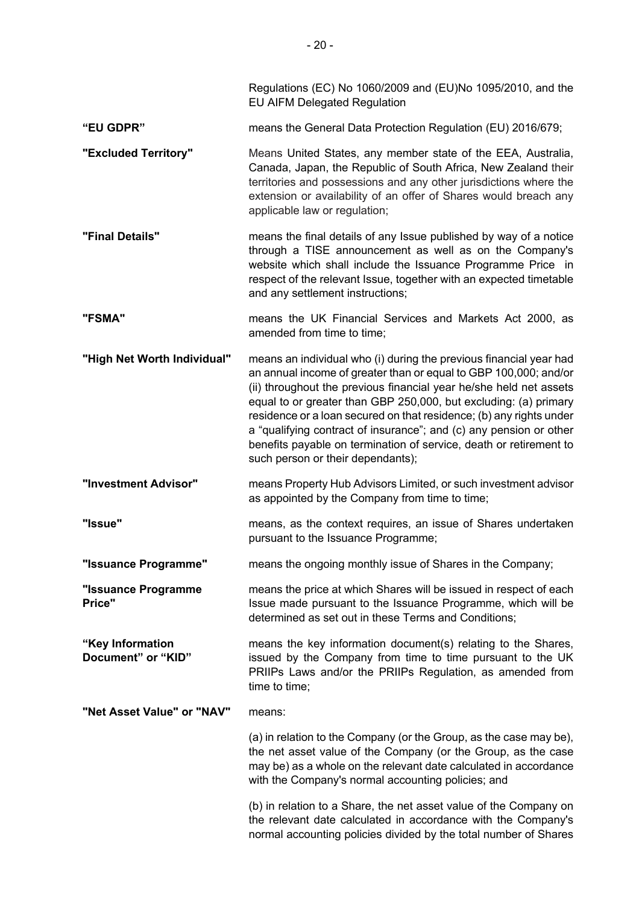Regulations (EC) No 1060/2009 and (EU)No 1095/2010, and the EU AIFM Delegated Regulation

**"EU GDPR"** means the General Data Protection Regulation (EU) 2016/679;

**"Excluded Territory"** Means United States, any member state of the EEA, Australia, Canada, Japan, the Republic of South Africa, New Zealand their territories and possessions and any other jurisdictions where the extension or availability of an offer of Shares would breach any applicable law or regulation;

**"Final Details"** means the final details of any Issue published by way of a notice through a TISE announcement as well as on the Company's website which shall include the Issuance Programme Price in respect of the relevant Issue, together with an expected timetable and any settlement instructions;

**"FSMA"** means the UK Financial Services and Markets Act 2000, as amended from time to time;

**"High Net Worth Individual"** means an individual who (i) during the previous financial year had an annual income of greater than or equal to GBP 100,000; and/or (ii) throughout the previous financial year he/she held net assets equal to or greater than GBP 250,000, but excluding: (a) primary residence or a loan secured on that residence; (b) any rights under a "qualifying contract of insurance"; and (c) any pension or other benefits payable on termination of service, death or retirement to such person or their dependants);

**"Investment Advisor"** means Property Hub Advisors Limited, or such investment advisor as appointed by the Company from time to time;

**"Issue"** means, as the context requires, an issue of Shares undertaken pursuant to the Issuance Programme;

**"Issuance Programme"** means the ongoing monthly issue of Shares in the Company;

**"Issuance Programme Price"** means the price at which Shares will be issued in respect of each Issue made pursuant to the Issuance Programme, which will be determined as set out in these Terms and Conditions;

**"Key Information Document" or "KID"** means the key information document(s) relating to the Shares, issued by the Company from time to time pursuant to the UK PRIIPs Laws and/or the PRIIPs Regulation, as amended from time to time;

**"Net Asset Value" or "NAV"** means:

(a) in relation to the Company (or the Group, as the case may be), the net asset value of the Company (or the Group, as the case may be) as a whole on the relevant date calculated in accordance with the Company's normal accounting policies; and

(b) in relation to a Share, the net asset value of the Company on the relevant date calculated in accordance with the Company's normal accounting policies divided by the total number of Shares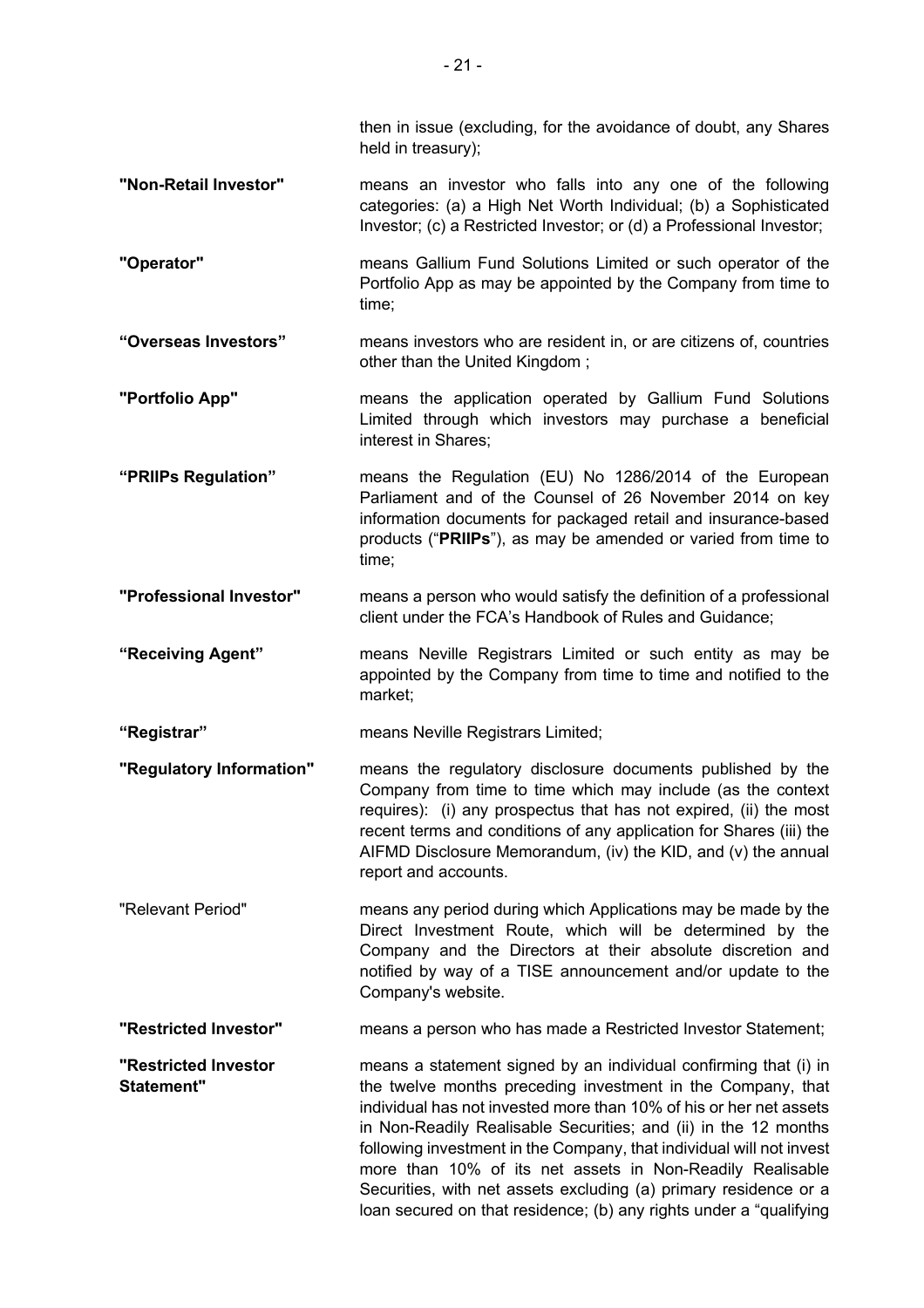then in issue (excluding, for the avoidance of doubt, any Shares held in treasury);

**"Non-Retail Investor"** means an investor who falls into any one of the following categories: (a) a High Net Worth Individual; (b) a Sophisticated Investor; (c) a Restricted Investor; or (d) a Professional Investor;

**"Operator"** means Gallium Fund Solutions Limited or such operator of the Portfolio App as may be appointed by the Company from time to time;

**"Overseas Investors"** means investors who are resident in, or are citizens of, countries other than the United Kingdom ;

**"Portfolio App"** means the application operated by Gallium Fund Solutions Limited through which investors may purchase a beneficial interest in Shares;

**"PRIIPs Regulation"** means the Regulation (EU) No 1286/2014 of the European Parliament and of the Counsel of 26 November 2014 on key information documents for packaged retail and insurance-based products ("**PRIIPs**"), as may be amended or varied from time to time;

**"Professional Investor"** means a person who would satisfy the definition of a professional client under the FCA's Handbook of Rules and Guidance;

**"Receiving Agent"** means Neville Registrars Limited or such entity as may be appointed by the Company from time to time and notified to the market;

**"Registrar"** means Neville Registrars Limited;

**"Regulatory Information"** means the regulatory disclosure documents published by the Company from time to time which may include (as the context requires): (i) any prospectus that has not expired, (ii) the most recent terms and conditions of any application for Shares (iii) the AIFMD Disclosure Memorandum, (iv) the KID, and (v) the annual report and accounts.

"Relevant Period" means any period during which Applications may be made by the Direct Investment Route, which will be determined by the Company and the Directors at their absolute discretion and notified by way of a TISE announcement and/or update to the Company's website.

**"Restricted Investor"** means a person who has made a Restricted Investor Statement;

**"Restricted Investor Statement"** means a statement signed by an individual confirming that (i) in the twelve months preceding investment in the Company, that individual has not invested more than 10% of his or her net assets in Non-Readily Realisable Securities; and (ii) in the 12 months following investment in the Company, that individual will not invest more than 10% of its net assets in Non-Readily Realisable Securities, with net assets excluding (a) primary residence or a loan secured on that residence; (b) any rights under a "qualifying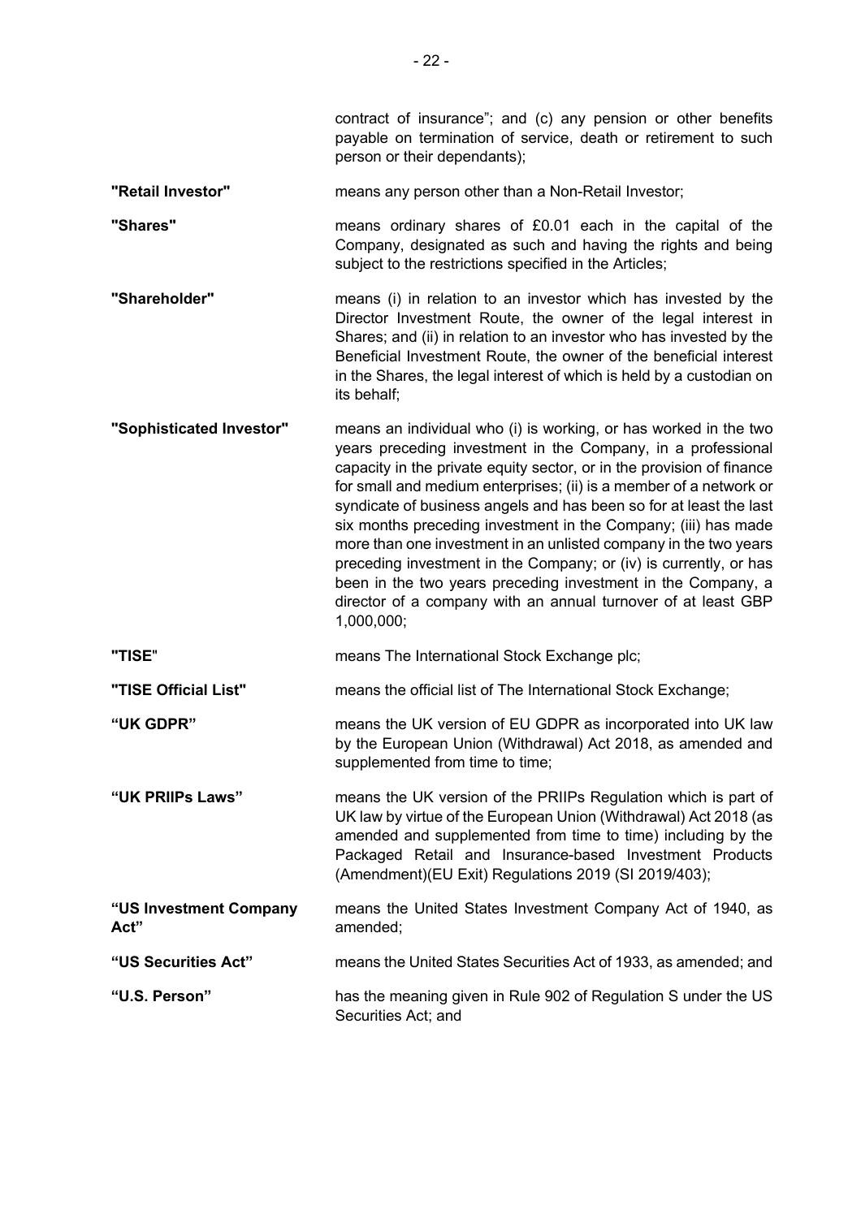contract of insurance"; and (c) any pension or other benefits payable on termination of service, death or retirement to such person or their dependants);

**"Retail Investor"** means any person other than a Non-Retail Investor;

**"Shares"** means ordinary shares of £0.01 each in the capital of the Company, designated as such and having the rights and being subject to the restrictions specified in the Articles;

**"Shareholder"** means (i) in relation to an investor which has invested by the Director Investment Route, the owner of the legal interest in Shares; and (ii) in relation to an investor who has invested by the Beneficial Investment Route, the owner of the beneficial interest in the Shares, the legal interest of which is held by a custodian on its behalf;

**"Sophisticated Investor"** means an individual who (i) is working, or has worked in the two years preceding investment in the Company, in a professional capacity in the private equity sector, or in the provision of finance for small and medium enterprises; (ii) is a member of a network or syndicate of business angels and has been so for at least the last six months preceding investment in the Company; (iii) has made more than one investment in an unlisted company in the two years preceding investment in the Company; or (iv) is currently, or has been in the two years preceding investment in the Company, a director of a company with an annual turnover of at least GBP 1,000,000;

**"TISE"** means The International Stock Exchange plc;

**"TISE Official List"** means the official list of The International Stock Exchange;

**"UK GDPR"** means the UK version of EU GDPR as incorporated into UK law by the European Union (Withdrawal) Act 2018, as amended and supplemented from time to time;

**"UK PRIIPs Laws"** means the UK version of the PRIIPs Regulation which is part of UK law by virtue of the European Union (Withdrawal) Act 2018 (as amended and supplemented from time to time) including by the Packaged Retail and Insurance-based Investment Products (Amendment)(EU Exit) Regulations 2019 (SI 2019/403);

**"US Investment Company Act"** means the United States Investment Company Act of 1940, as amended;

**"US Securities Act"** means the United States Securities Act of 1933, as amended; and

**"U.S. Person"** has the meaning given in Rule 902 of Regulation S under the US Securities Act; and